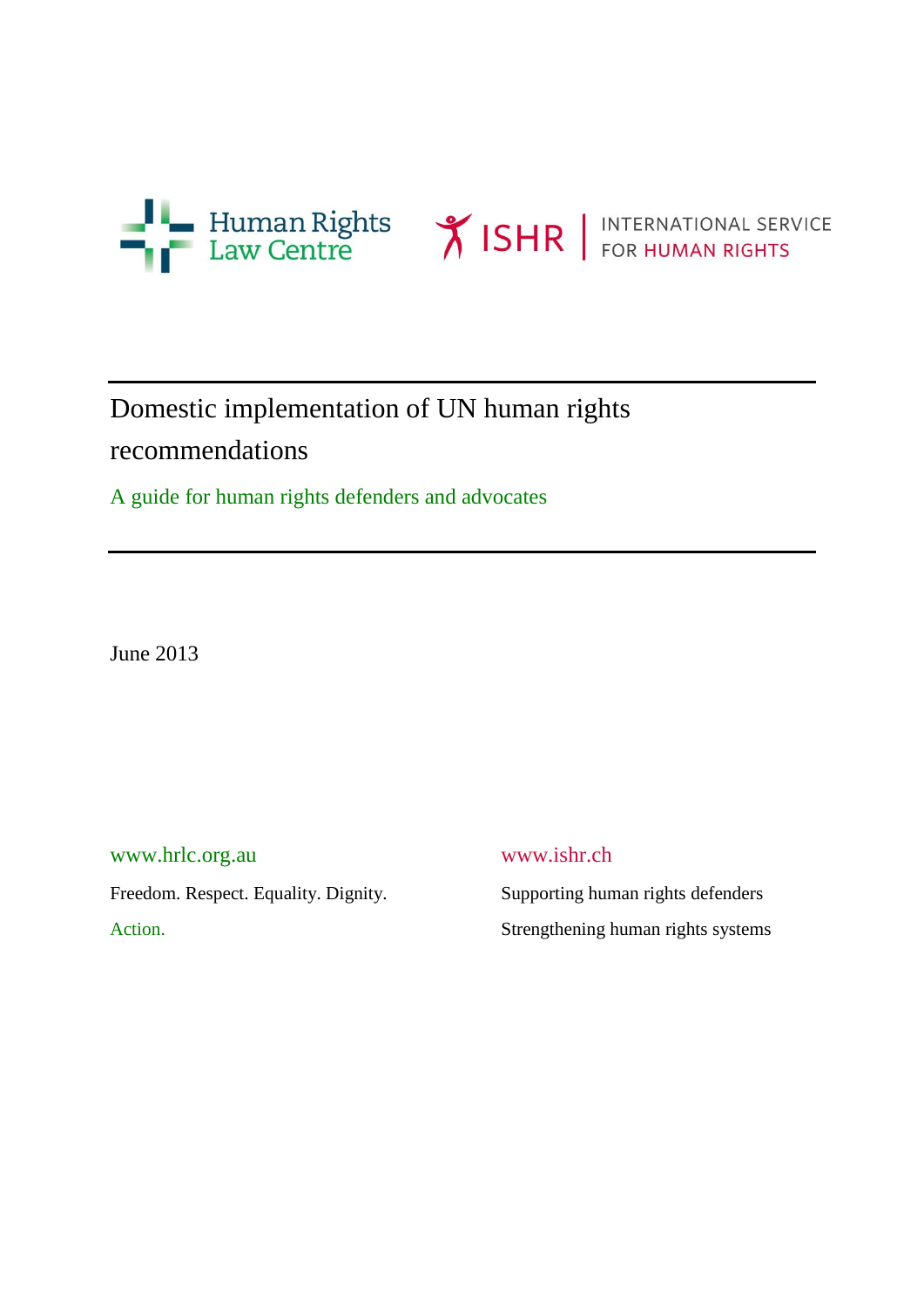Human Rights Law Centre

ISHR | INTERNATIONAL SERVICE FOR HUMAN RIGHTS

# Domestic implementation of UN human rights recommendations

A guide for human rights defenders and advocates

June 2013

www.hrlc.org.au

Freedom. Respect. Equality. Dignity.

Action.

www.ishr.ch

Supporting human rights defenders

Strengthening human rights systems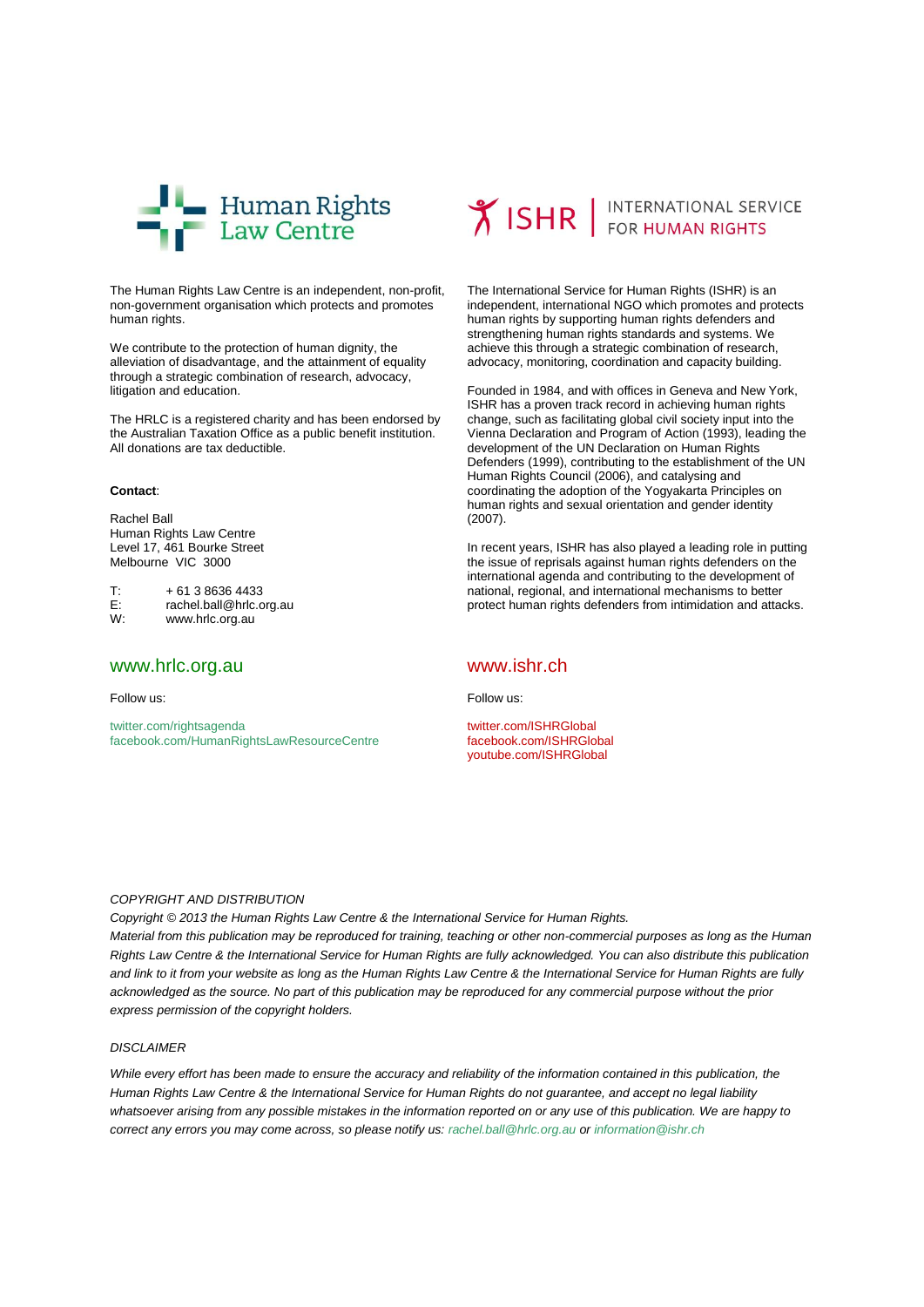Human Rights Law Centre

The Human Rights Law Centre is an independent, non-profit, non-government organisation which protects and promotes human rights.

We contribute to the protection of human dignity, the alleviation of disadvantage, and the attainment of equality through a strategic combination of research, advocacy, litigation and education.

The HRLC is a registered charity and has been endorsed by the Australian Taxation Office as a public benefit institution. All donations are tax deductible.

**Contact**:

Rachel Ball
Human Rights Law Centre
Level 17, 461 Bourke Street
Melbourne VIC 3000

T: + 61 3 8636 4433
E: rachel.ball@hrlc.org.au
W: www.hrlc.org.au

www.hrlc.org.au

Follow us:

twitter.com/rightsagenda
facebook.com/HumanRightsLawResourceCentre

ISHR | INTERNATIONAL SERVICE FOR HUMAN RIGHTS

The International Service for Human Rights (ISHR) is an independent, international NGO which promotes and protects human rights by supporting human rights defenders and strengthening human rights standards and systems. We achieve this through a strategic combination of research, advocacy, monitoring, coordination and capacity building.

Founded in 1984, and with offices in Geneva and New York, ISHR has a proven track record in achieving human rights change, such as facilitating global civil society input into the Vienna Declaration and Program of Action (1993), leading the development of the UN Declaration on Human Rights Defenders (1999), contributing to the establishment of the UN Human Rights Council (2006), and catalysing and coordinating the adoption of the Yogyakarta Principles on human rights and sexual orientation and gender identity (2007).

In recent years, ISHR has also played a leading role in putting the issue of reprisals against human rights defenders on the international agenda and contributing to the development of national, regional, and international mechanisms to better protect human rights defenders from intimidation and attacks.

www.ishr.ch

Follow us:

twitter.com/ISHRGlobal
facebook.com/ISHRGlobal
youtube.com/ISHRGlobal

*COPYRIGHT AND DISTRIBUTION*

*Copyright © 2013 the Human Rights Law Centre & the International Service for Human Rights.*
*Material from this publication may be reproduced for training, teaching or other non-commercial purposes as long as the Human Rights Law Centre & the International Service for Human Rights are fully acknowledged. You can also distribute this publication and link to it from your website as long as the Human Rights Law Centre & the International Service for Human Rights are fully acknowledged as the source. No part of this publication may be reproduced for any commercial purpose without the prior express permission of the copyright holders.*

*DISCLAIMER*

*While every effort has been made to ensure the accuracy and reliability of the information contained in this publication, the Human Rights Law Centre & the International Service for Human Rights do not guarantee, and accept no legal liability whatsoever arising from any possible mistakes in the information reported on or any use of this publication. We are happy to correct any errors you may come across, so please notify us: rachel.ball@hrlc.org.au or information@ishr.ch*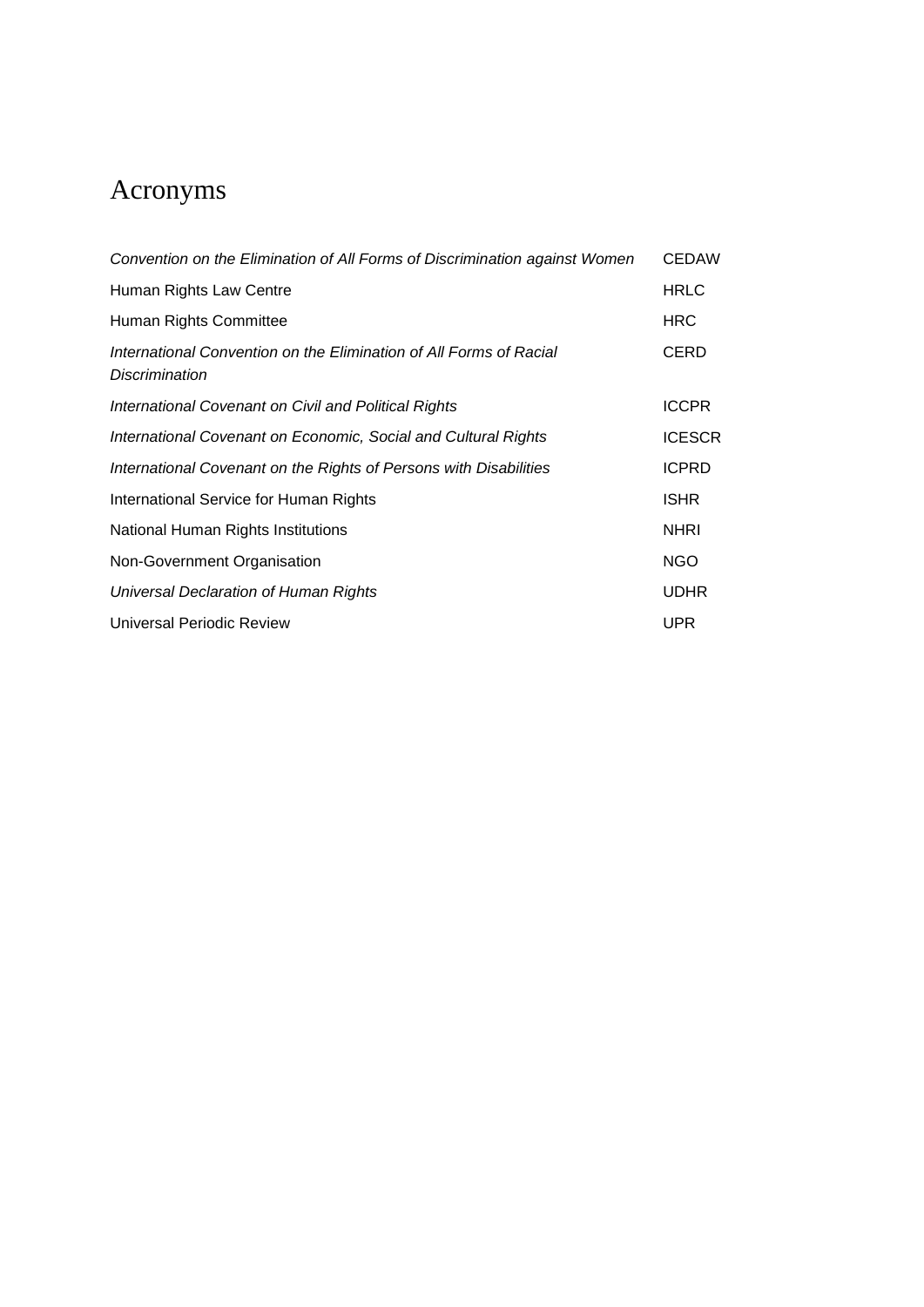# Acronyms

| | |
|---|---|
| *Convention on the Elimination of All Forms of Discrimination against Women* | CEDAW |
| Human Rights Law Centre | HRLC |
| Human Rights Committee | HRC |
| *International Convention on the Elimination of All Forms of Racial Discrimination* | CERD |
| *International Covenant on Civil and Political Rights* | ICCPR |
| *International Covenant on Economic, Social and Cultural Rights* | ICESCR |
| *International Covenant on the Rights of Persons with Disabilities* | ICPRD |
| International Service for Human Rights | ISHR |
| National Human Rights Institutions | NHRI |
| Non-Government Organisation | NGO |
| *Universal Declaration of Human Rights* | UDHR |
| Universal Periodic Review | UPR |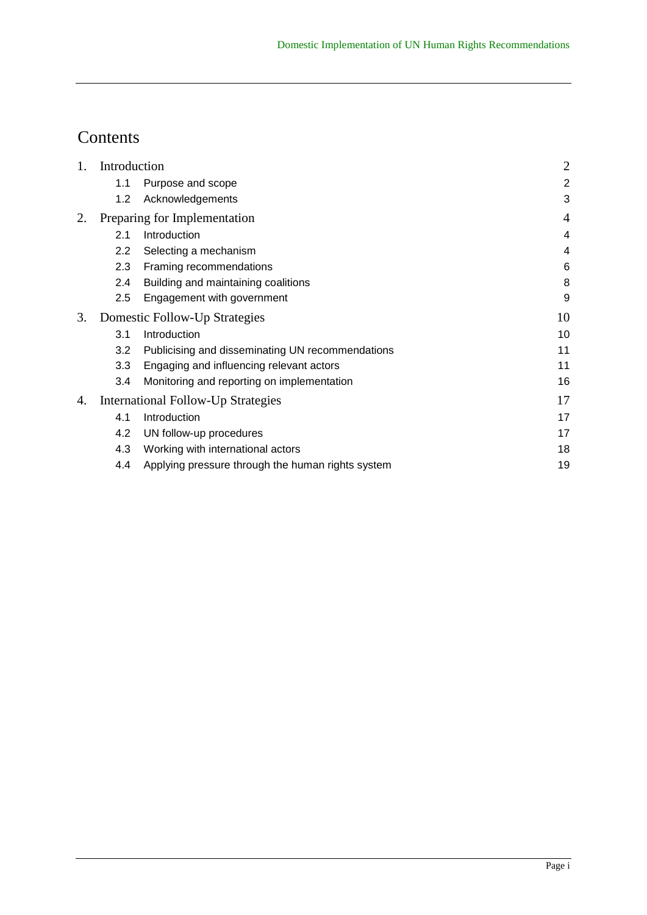# Contents

1. Introduction 2
   - 1.1 Purpose and scope 2
   - 1.2 Acknowledgements 3
2. Preparing for Implementation 4
   - 2.1 Introduction 4
   - 2.2 Selecting a mechanism 4
   - 2.3 Framing recommendations 6
   - 2.4 Building and maintaining coalitions 8
   - 2.5 Engagement with government 9
3. Domestic Follow-Up Strategies 10
   - 3.1 Introduction 10
   - 3.2 Publicising and disseminating UN recommendations 11
   - 3.3 Engaging and influencing relevant actors 11
   - 3.4 Monitoring and reporting on implementation 16
4. International Follow-Up Strategies 17
   - 4.1 Introduction 17
   - 4.2 UN follow-up procedures 17
   - 4.3 Working with international actors 18
   - 4.4 Applying pressure through the human rights system 19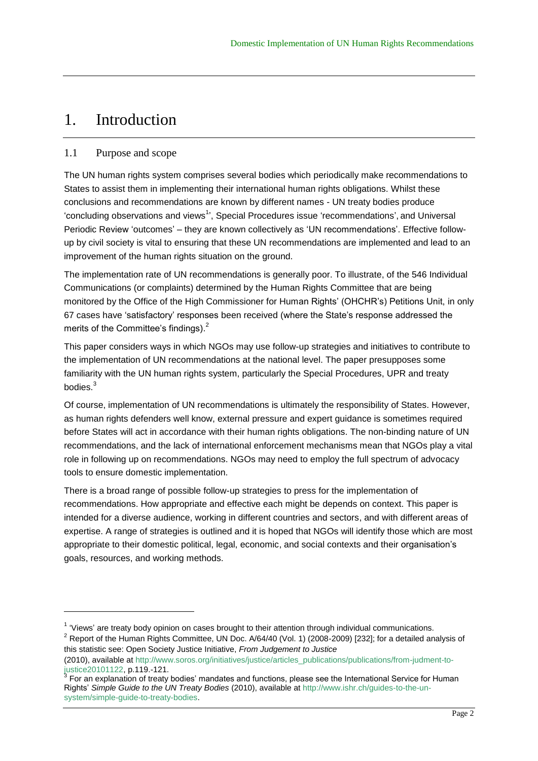# 1. Introduction

## 1.1 Purpose and scope

The UN human rights system comprises several bodies which periodically make recommendations to States to assist them in implementing their international human rights obligations. Whilst these conclusions and recommendations are known by different names - UN treaty bodies produce 'concluding observations and views[1]', Special Procedures issue 'recommendations', and Universal Periodic Review 'outcomes' – they are known collectively as 'UN recommendations'. Effective follow-up by civil society is vital to ensuring that these UN recommendations are implemented and lead to an improvement of the human rights situation on the ground.

The implementation rate of UN recommendations is generally poor. To illustrate, of the 546 Individual Communications (or complaints) determined by the Human Rights Committee that are being monitored by the Office of the High Commissioner for Human Rights' (OHCHR's) Petitions Unit, in only 67 cases have 'satisfactory' responses been received (where the State's response addressed the merits of the Committee's findings).[2]

This paper considers ways in which NGOs may use follow-up strategies and initiatives to contribute to the implementation of UN recommendations at the national level. The paper presupposes some familiarity with the UN human rights system, particularly the Special Procedures, UPR and treaty bodies.[3]

Of course, implementation of UN recommendations is ultimately the responsibility of States. However, as human rights defenders well know, external pressure and expert guidance is sometimes required before States will act in accordance with their human rights obligations. The non-binding nature of UN recommendations, and the lack of international enforcement mechanisms mean that NGOs play a vital role in following up on recommendations. NGOs may need to employ the full spectrum of advocacy tools to ensure domestic implementation.

There is a broad range of possible follow-up strategies to press for the implementation of recommendations. How appropriate and effective each might be depends on context. This paper is intended for a diverse audience, working in different countries and sectors, and with different areas of expertise. A range of strategies is outlined and it is hoped that NGOs will identify those which are most appropriate to their domestic political, legal, economic, and social contexts and their organisation's goals, resources, and working methods.

---

[1] 'Views' are treaty body opinion on cases brought to their attention through individual communications.

[2] Report of the Human Rights Committee, UN Doc. A/64/40 (Vol. 1) (2008-2009) [232]; for a detailed analysis of this statistic see: Open Society Justice Initiative, *From Judgement to Justice* (2010), available at http://www.soros.org/initiatives/justice/articles_publications/publications/from-judment-to-justice20101122, p.119.-121.

[3] For an explanation of treaty bodies' mandates and functions, please see the International Service for Human Rights' *Simple Guide to the UN Treaty Bodies* (2010), available at http://www.ishr.ch/guides-to-the-un-system/simple-guide-to-treaty-bodies.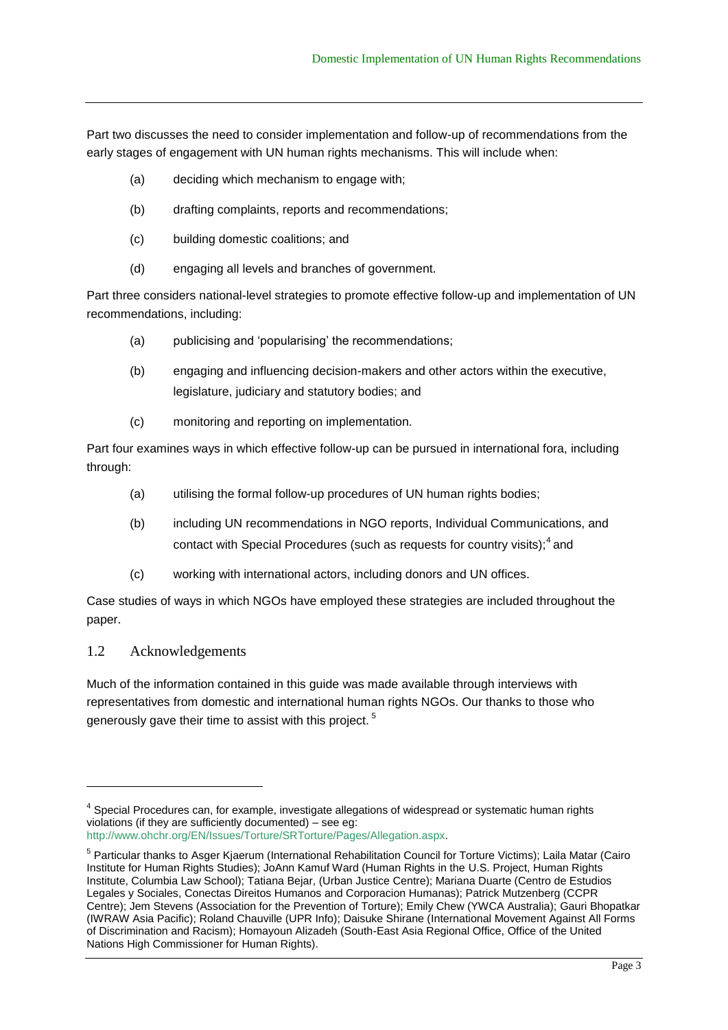Part two discusses the need to consider implementation and follow-up of recommendations from the early stages of engagement with UN human rights mechanisms. This will include when:

(a) deciding which mechanism to engage with;

(b) drafting complaints, reports and recommendations;

(c) building domestic coalitions; and

(d) engaging all levels and branches of government.

Part three considers national-level strategies to promote effective follow-up and implementation of UN recommendations, including:

(a) publicising and 'popularising' the recommendations;

(b) engaging and influencing decision-makers and other actors within the executive, legislature, judiciary and statutory bodies; and

(c) monitoring and reporting on implementation.

Part four examines ways in which effective follow-up can be pursued in international fora, including through:

(a) utilising the formal follow-up procedures of UN human rights bodies;

(b) including UN recommendations in NGO reports, Individual Communications, and contact with Special Procedures (such as requests for country visits);[4] and

(c) working with international actors, including donors and UN offices.

Case studies of ways in which NGOs have employed these strategies are included throughout the paper.

## 1.2 Acknowledgements

Much of the information contained in this guide was made available through interviews with representatives from domestic and international human rights NGOs. Our thanks to those who generously gave their time to assist with this project.[5]

---

[4] Special Procedures can, for example, investigate allegations of widespread or systematic human rights violations (if they are sufficiently documented) – see eg: http://www.ohchr.org/EN/Issues/Torture/SRTorture/Pages/Allegation.aspx.

[5] Particular thanks to Asger Kjaerum (International Rehabilitation Council for Torture Victims); Laila Matar (Cairo Institute for Human Rights Studies); JoAnn Kamuf Ward (Human Rights in the U.S. Project, Human Rights Institute, Columbia Law School); Tatiana Bejar, (Urban Justice Centre); Mariana Duarte (Centro de Estudios Legales y Sociales, Conectas Direitos Humanos and Corporacion Humanas); Patrick Mutzenberg (CCPR Centre); Jem Stevens (Association for the Prevention of Torture); Emily Chew (YWCA Australia); Gauri Bhopatkar (IWRAW Asia Pacific); Roland Chauville (UPR Info); Daisuke Shirane (International Movement Against All Forms of Discrimination and Racism); Homayoun Alizadeh (South-East Asia Regional Office, Office of the United Nations High Commissioner for Human Rights).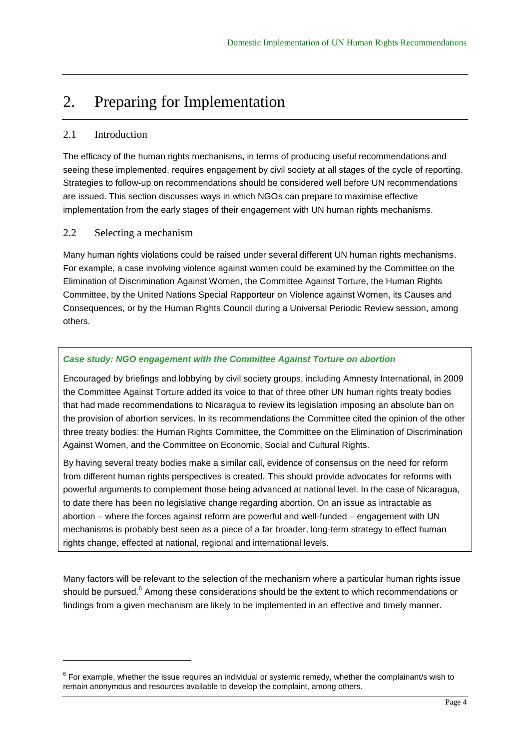# 2. Preparing for Implementation

## 2.1 Introduction

The efficacy of the human rights mechanisms, in terms of producing useful recommendations and seeing these implemented, requires engagement by civil society at all stages of the cycle of reporting. Strategies to follow-up on recommendations should be considered well before UN recommendations are issued. This section discusses ways in which NGOs can prepare to maximise effective implementation from the early stages of their engagement with UN human rights mechanisms.

## 2.2 Selecting a mechanism

Many human rights violations could be raised under several different UN human rights mechanisms. For example, a case involving violence against women could be examined by the Committee on the Elimination of Discrimination Against Women, the Committee Against Torture, the Human Rights Committee, by the United Nations Special Rapporteur on Violence against Women, its Causes and Consequences, or by the Human Rights Council during a Universal Periodic Review session, among others.

> ***Case study: NGO engagement with the Committee Against Torture on abortion***
>
> Encouraged by briefings and lobbying by civil society groups, including Amnesty International, in 2009 the Committee Against Torture added its voice to that of three other UN human rights treaty bodies that had made recommendations to Nicaragua to review its legislation imposing an absolute ban on the provision of abortion services. In its recommendations the Committee cited the opinion of the other three treaty bodies: the Human Rights Committee, the Committee on the Elimination of Discrimination Against Women, and the Committee on Economic, Social and Cultural Rights.
>
> By having several treaty bodies make a similar call, evidence of consensus on the need for reform from different human rights perspectives is created. This should provide advocates for reforms with powerful arguments to complement those being advanced at national level. In the case of Nicaragua, to date there has been no legislative change regarding abortion. On an issue as intractable as abortion – where the forces against reform are powerful and well-funded – engagement with UN mechanisms is probably best seen as a piece of a far broader, long-term strategy to effect human rights change, effected at national, regional and international levels.

Many factors will be relevant to the selection of the mechanism where a particular human rights issue should be pursued.[6] Among these considerations should be the extent to which recommendations or findings from a given mechanism are likely to be implemented in an effective and timely manner.

[6] For example, whether the issue requires an individual or systemic remedy, whether the complainant/s wish to remain anonymous and resources available to develop the complaint, among others.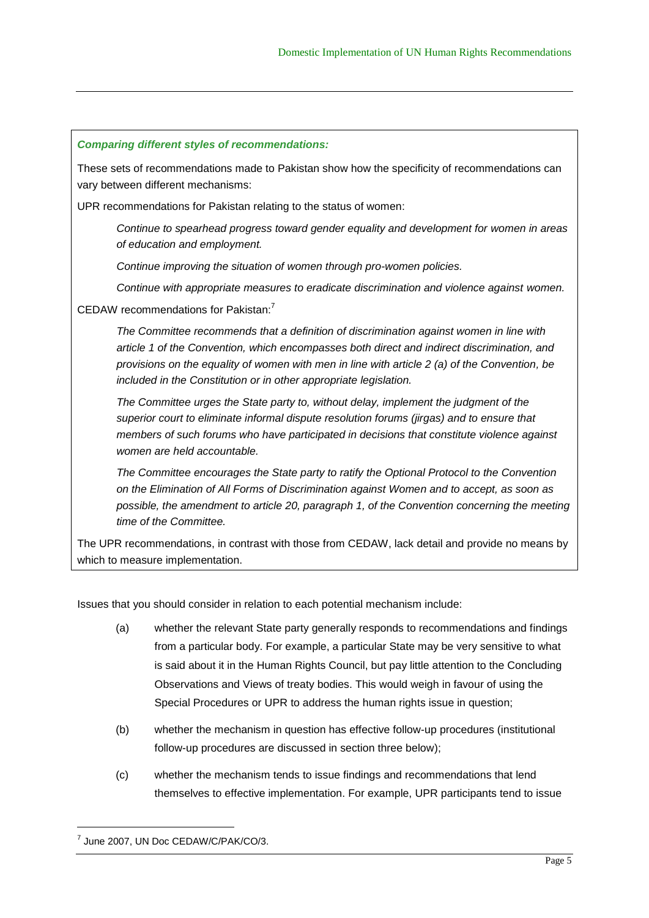***Comparing different styles of recommendations:***

These sets of recommendations made to Pakistan show how the specificity of recommendations can vary between different mechanisms:

UPR recommendations for Pakistan relating to the status of women:

> *Continue to spearhead progress toward gender equality and development for women in areas of education and employment.*
>
> *Continue improving the situation of women through pro-women policies.*
>
> *Continue with appropriate measures to eradicate discrimination and violence against women.*

CEDAW recommendations for Pakistan:[7]

> *The Committee recommends that a definition of discrimination against women in line with article 1 of the Convention, which encompasses both direct and indirect discrimination, and provisions on the equality of women with men in line with article 2 (a) of the Convention, be included in the Constitution or in other appropriate legislation.*
>
> *The Committee urges the State party to, without delay, implement the judgment of the superior court to eliminate informal dispute resolution forums (jirgas) and to ensure that members of such forums who have participated in decisions that constitute violence against women are held accountable.*
>
> *The Committee encourages the State party to ratify the Optional Protocol to the Convention on the Elimination of All Forms of Discrimination against Women and to accept, as soon as possible, the amendment to article 20, paragraph 1, of the Convention concerning the meeting time of the Committee.*

The UPR recommendations, in contrast with those from CEDAW, lack detail and provide no means by which to measure implementation.

Issues that you should consider in relation to each potential mechanism include:

(a) whether the relevant State party generally responds to recommendations and findings from a particular body. For example, a particular State may be very sensitive to what is said about it in the Human Rights Council, but pay little attention to the Concluding Observations and Views of treaty bodies. This would weigh in favour of using the Special Procedures or UPR to address the human rights issue in question;

(b) whether the mechanism in question has effective follow-up procedures (institutional follow-up procedures are discussed in section three below);

(c) whether the mechanism tends to issue findings and recommendations that lend themselves to effective implementation. For example, UPR participants tend to issue

---

[7] June 2007, UN Doc CEDAW/C/PAK/CO/3.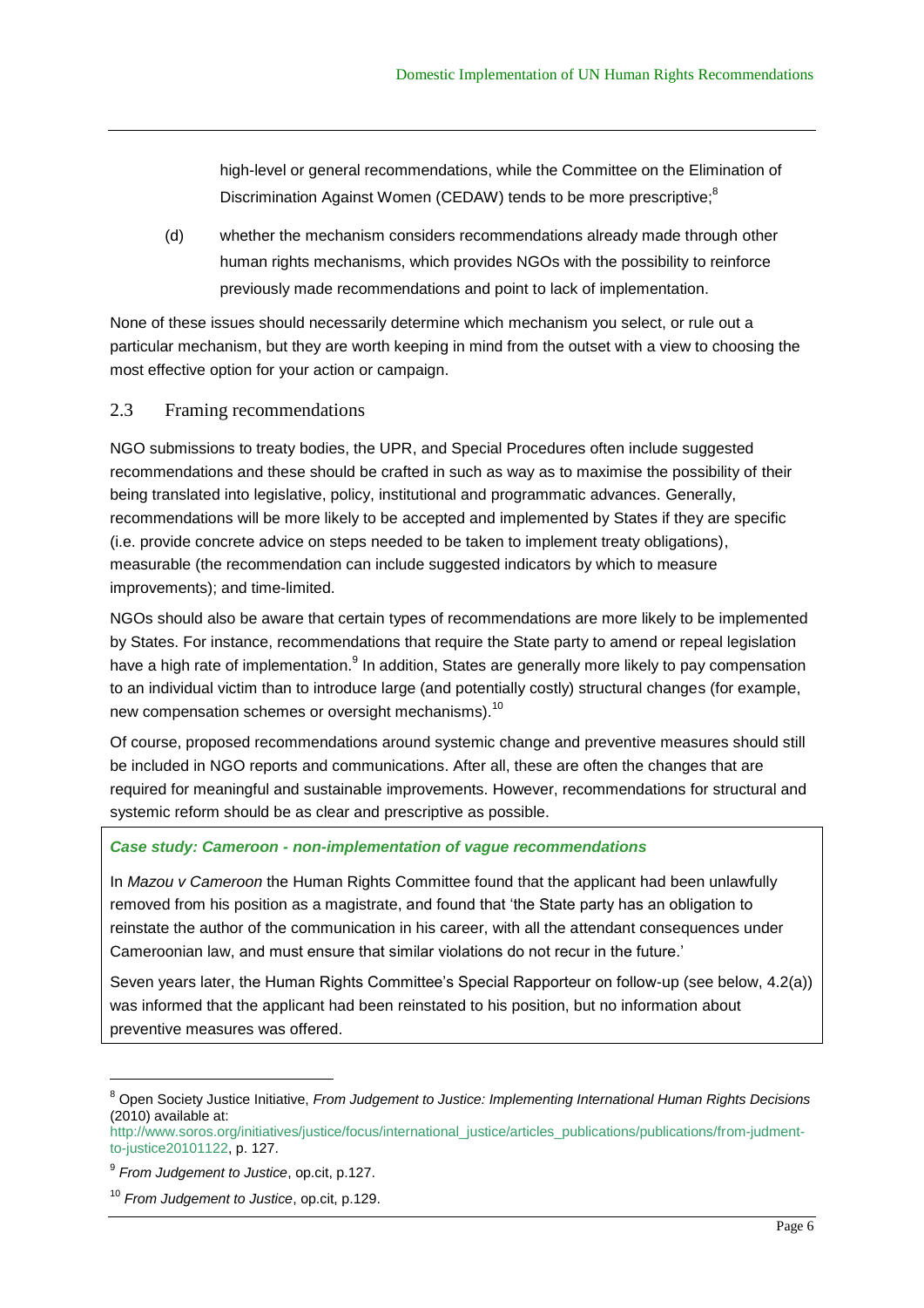high-level or general recommendations, while the Committee on the Elimination of Discrimination Against Women (CEDAW) tends to be more prescriptive;[8]

(d) whether the mechanism considers recommendations already made through other human rights mechanisms, which provides NGOs with the possibility to reinforce previously made recommendations and point to lack of implementation.

None of these issues should necessarily determine which mechanism you select, or rule out a particular mechanism, but they are worth keeping in mind from the outset with a view to choosing the most effective option for your action or campaign.

## 2.3 Framing recommendations

NGO submissions to treaty bodies, the UPR, and Special Procedures often include suggested recommendations and these should be crafted in such as way as to maximise the possibility of their being translated into legislative, policy, institutional and programmatic advances. Generally, recommendations will be more likely to be accepted and implemented by States if they are specific (i.e. provide concrete advice on steps needed to be taken to implement treaty obligations), measurable (the recommendation can include suggested indicators by which to measure improvements); and time-limited.

NGOs should also be aware that certain types of recommendations are more likely to be implemented by States. For instance, recommendations that require the State party to amend or repeal legislation have a high rate of implementation.[9] In addition, States are generally more likely to pay compensation to an individual victim than to introduce large (and potentially costly) structural changes (for example, new compensation schemes or oversight mechanisms).[10]

Of course, proposed recommendations around systemic change and preventive measures should still be included in NGO reports and communications. After all, these are often the changes that are required for meaningful and sustainable improvements. However, recommendations for structural and systemic reform should be as clear and prescriptive as possible.

***Case study: Cameroon - non-implementation of vague recommendations***

In *Mazou v Cameroon* the Human Rights Committee found that the applicant had been unlawfully removed from his position as a magistrate, and found that 'the State party has an obligation to reinstate the author of the communication in his career, with all the attendant consequences under Cameroonian law, and must ensure that similar violations do not recur in the future.'

Seven years later, the Human Rights Committee's Special Rapporteur on follow-up (see below, 4.2(a)) was informed that the applicant had been reinstated to his position, but no information about preventive measures was offered.

---

[8] Open Society Justice Initiative, *From Judgement to Justice: Implementing International Human Rights Decisions* (2010) available at: http://www.soros.org/initiatives/justice/focus/international_justice/articles_publications/publications/from-judment-to-justice20101122, p. 127.

[9] *From Judgement to Justice*, op.cit, p.127.

[10] *From Judgement to Justice*, op.cit, p.129.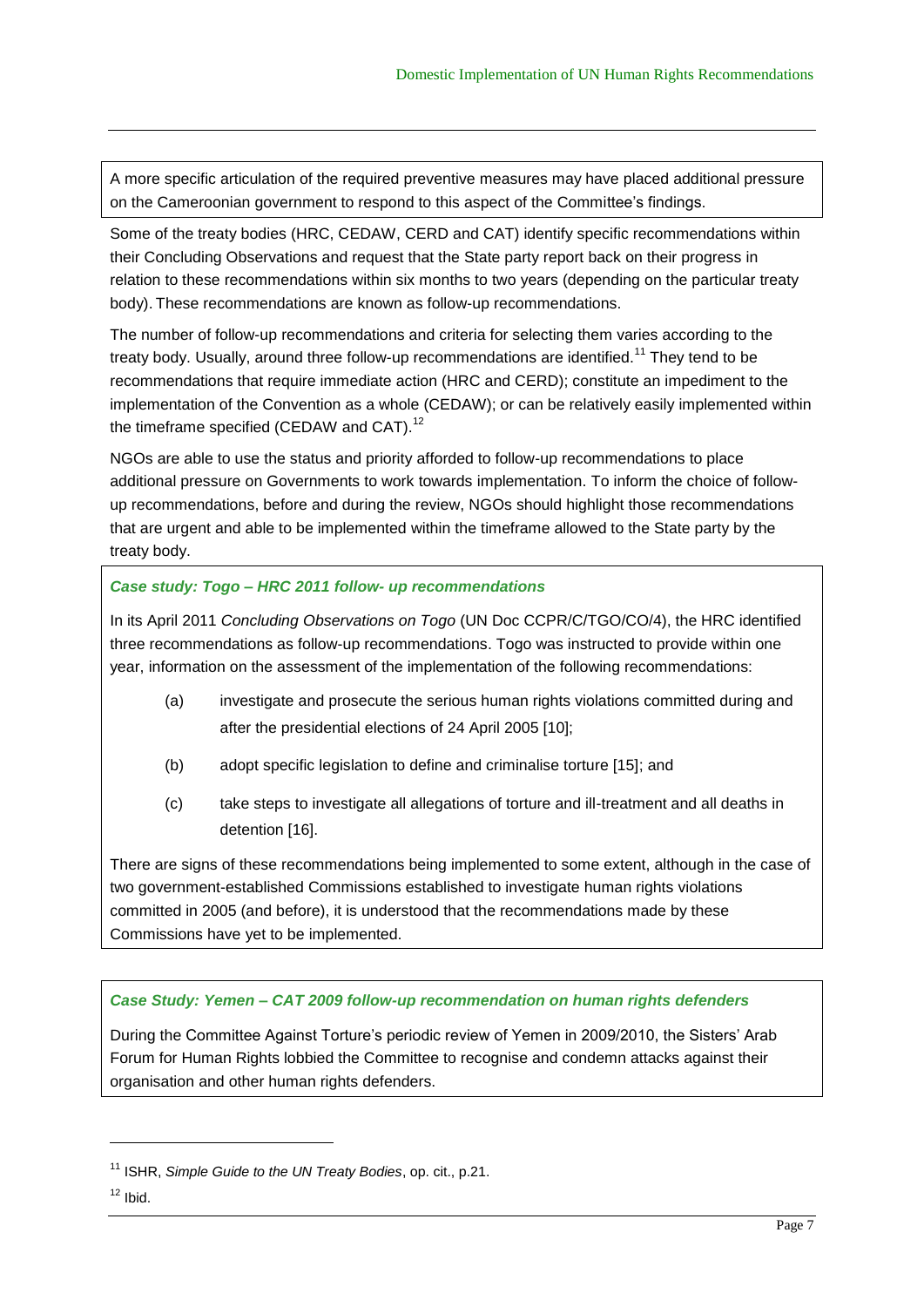A more specific articulation of the required preventive measures may have placed additional pressure on the Cameroonian government to respond to this aspect of the Committee's findings.

Some of the treaty bodies (HRC, CEDAW, CERD and CAT) identify specific recommendations within their Concluding Observations and request that the State party report back on their progress in relation to these recommendations within six months to two years (depending on the particular treaty body). These recommendations are known as follow-up recommendations.

The number of follow-up recommendations and criteria for selecting them varies according to the treaty body. Usually, around three follow-up recommendations are identified.[11] They tend to be recommendations that require immediate action (HRC and CERD); constitute an impediment to the implementation of the Convention as a whole (CEDAW); or can be relatively easily implemented within the timeframe specified (CEDAW and CAT).[12]

NGOs are able to use the status and priority afforded to follow-up recommendations to place additional pressure on Governments to work towards implementation. To inform the choice of follow-up recommendations, before and during the review, NGOs should highlight those recommendations that are urgent and able to be implemented within the timeframe allowed to the State party by the treaty body.

***Case study: Togo – HRC 2011 follow- up recommendations***

In its April 2011 *Concluding Observations on Togo* (UN Doc CCPR/C/TGO/CO/4), the HRC identified three recommendations as follow-up recommendations. Togo was instructed to provide within one year, information on the assessment of the implementation of the following recommendations:

(a) investigate and prosecute the serious human rights violations committed during and after the presidential elections of 24 April 2005 [10];

(b) adopt specific legislation to define and criminalise torture [15]; and

(c) take steps to investigate all allegations of torture and ill-treatment and all deaths in detention [16].

There are signs of these recommendations being implemented to some extent, although in the case of two government-established Commissions established to investigate human rights violations committed in 2005 (and before), it is understood that the recommendations made by these Commissions have yet to be implemented.

***Case Study: Yemen – CAT 2009 follow-up recommendation on human rights defenders***

During the Committee Against Torture's periodic review of Yemen in 2009/2010, the Sisters' Arab Forum for Human Rights lobbied the Committee to recognise and condemn attacks against their organisation and other human rights defenders.

---

[11] ISHR, *Simple Guide to the UN Treaty Bodies*, op. cit., p.21.

[12] Ibid.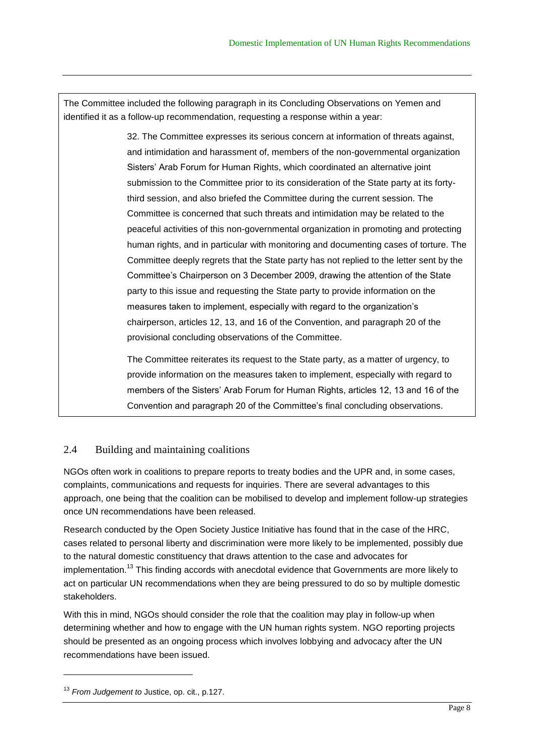The Committee included the following paragraph in its Concluding Observations on Yemen and identified it as a follow-up recommendation, requesting a response within a year:

> 32. The Committee expresses its serious concern at information of threats against, and intimidation and harassment of, members of the non-governmental organization Sisters' Arab Forum for Human Rights, which coordinated an alternative joint submission to the Committee prior to its consideration of the State party at its forty-third session, and also briefed the Committee during the current session. The Committee is concerned that such threats and intimidation may be related to the peaceful activities of this non-governmental organization in promoting and protecting human rights, and in particular with monitoring and documenting cases of torture. The Committee deeply regrets that the State party has not replied to the letter sent by the Committee's Chairperson on 3 December 2009, drawing the attention of the State party to this issue and requesting the State party to provide information on the measures taken to implement, especially with regard to the organization's chairperson, articles 12, 13, and 16 of the Convention, and paragraph 20 of the provisional concluding observations of the Committee.
>
> The Committee reiterates its request to the State party, as a matter of urgency, to provide information on the measures taken to implement, especially with regard to members of the Sisters' Arab Forum for Human Rights, articles 12, 13 and 16 of the Convention and paragraph 20 of the Committee's final concluding observations.

## 2.4 Building and maintaining coalitions

NGOs often work in coalitions to prepare reports to treaty bodies and the UPR and, in some cases, complaints, communications and requests for inquiries. There are several advantages to this approach, one being that the coalition can be mobilised to develop and implement follow-up strategies once UN recommendations have been released.

Research conducted by the Open Society Justice Initiative has found that in the case of the HRC, cases related to personal liberty and discrimination were more likely to be implemented, possibly due to the natural domestic constituency that draws attention to the case and advocates for implementation.[13] This finding accords with anecdotal evidence that Governments are more likely to act on particular UN recommendations when they are being pressured to do so by multiple domestic stakeholders.

With this in mind, NGOs should consider the role that the coalition may play in follow-up when determining whether and how to engage with the UN human rights system. NGO reporting projects should be presented as an ongoing process which involves lobbying and advocacy after the UN recommendations have been issued.

---

[13] *From Judgement to* Justice, op. cit., p.127.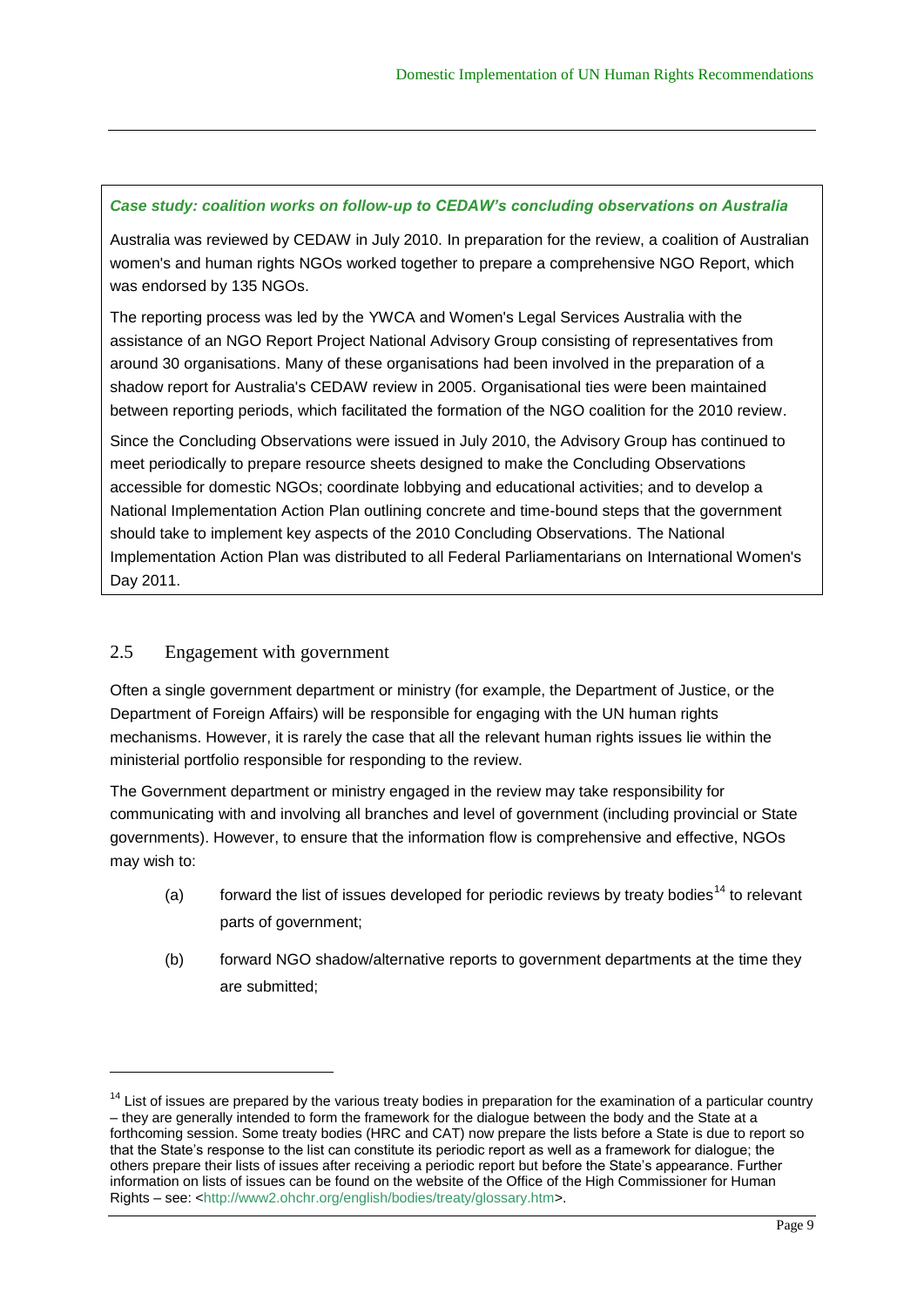***Case study: coalition works on follow-up to CEDAW's concluding observations on Australia***

Australia was reviewed by CEDAW in July 2010. In preparation for the review, a coalition of Australian women's and human rights NGOs worked together to prepare a comprehensive NGO Report, which was endorsed by 135 NGOs.

The reporting process was led by the YWCA and Women's Legal Services Australia with the assistance of an NGO Report Project National Advisory Group consisting of representatives from around 30 organisations. Many of these organisations had been involved in the preparation of a shadow report for Australia's CEDAW review in 2005. Organisational ties were been maintained between reporting periods, which facilitated the formation of the NGO coalition for the 2010 review.

Since the Concluding Observations were issued in July 2010, the Advisory Group has continued to meet periodically to prepare resource sheets designed to make the Concluding Observations accessible for domestic NGOs; coordinate lobbying and educational activities; and to develop a National Implementation Action Plan outlining concrete and time-bound steps that the government should take to implement key aspects of the 2010 Concluding Observations. The National Implementation Action Plan was distributed to all Federal Parliamentarians on International Women's Day 2011.

## 2.5 Engagement with government

Often a single government department or ministry (for example, the Department of Justice, or the Department of Foreign Affairs) will be responsible for engaging with the UN human rights mechanisms. However, it is rarely the case that all the relevant human rights issues lie within the ministerial portfolio responsible for responding to the review.

The Government department or ministry engaged in the review may take responsibility for communicating with and involving all branches and level of government (including provincial or State governments). However, to ensure that the information flow is comprehensive and effective, NGOs may wish to:

(a) forward the list of issues developed for periodic reviews by treaty bodies[14] to relevant parts of government;

(b) forward NGO shadow/alternative reports to government departments at the time they are submitted;

---

[14] List of issues are prepared by the various treaty bodies in preparation for the examination of a particular country – they are generally intended to form the framework for the dialogue between the body and the State at a forthcoming session. Some treaty bodies (HRC and CAT) now prepare the lists before a State is due to report so that the State's response to the list can constitute its periodic report as well as a framework for dialogue; the others prepare their lists of issues after receiving a periodic report but before the State's appearance. Further information on lists of issues can be found on the website of the Office of the High Commissioner for Human Rights – see: <http://www2.ohchr.org/english/bodies/treaty/glossary.htm>.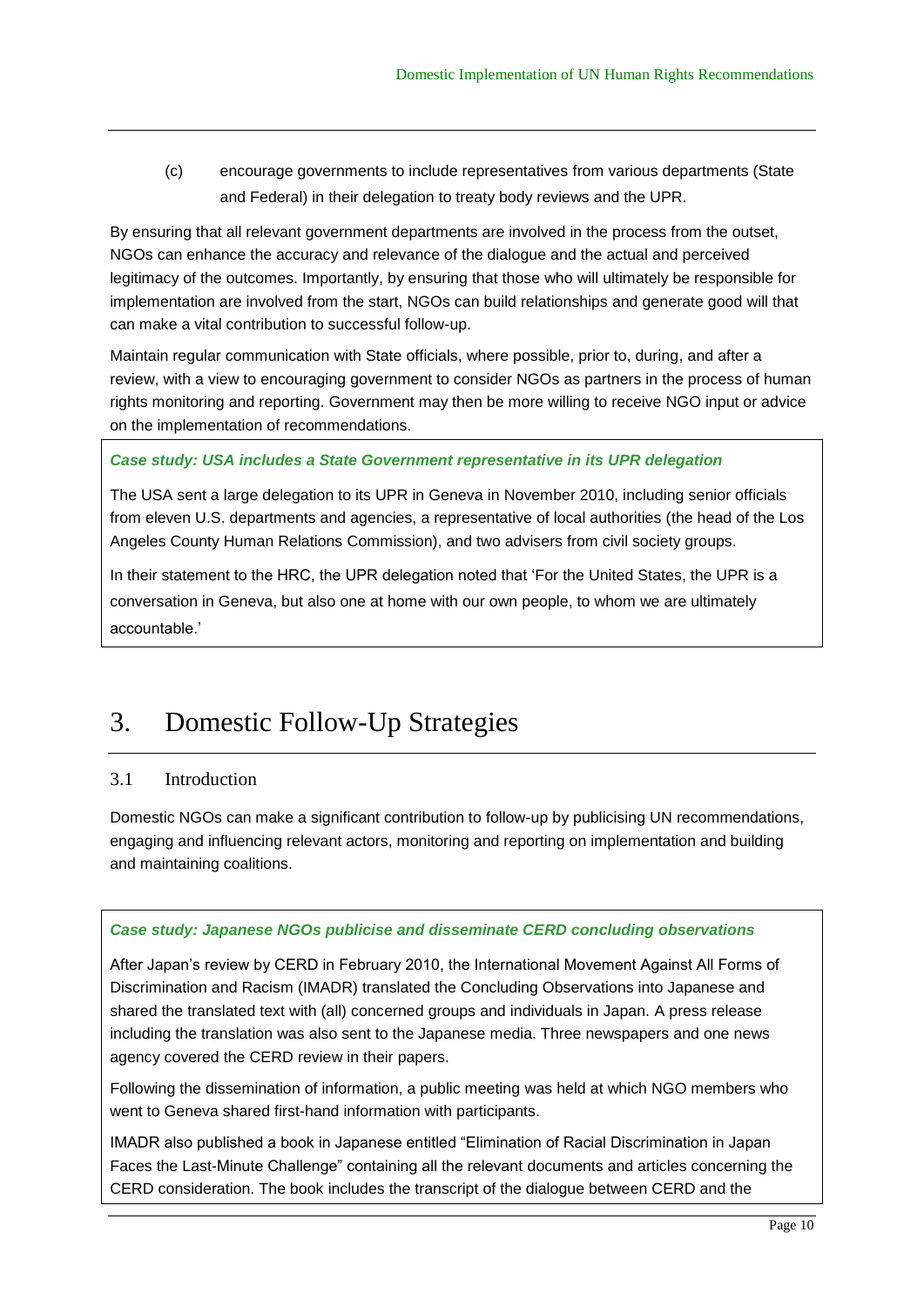(c) encourage governments to include representatives from various departments (State and Federal) in their delegation to treaty body reviews and the UPR.

By ensuring that all relevant government departments are involved in the process from the outset, NGOs can enhance the accuracy and relevance of the dialogue and the actual and perceived legitimacy of the outcomes. Importantly, by ensuring that those who will ultimately be responsible for implementation are involved from the start, NGOs can build relationships and generate good will that can make a vital contribution to successful follow-up.

Maintain regular communication with State officials, where possible, prior to, during, and after a review, with a view to encouraging government to consider NGOs as partners in the process of human rights monitoring and reporting. Government may then be more willing to receive NGO input or advice on the implementation of recommendations.

> ***Case study: USA includes a State Government representative in its UPR delegation***
>
> The USA sent a large delegation to its UPR in Geneva in November 2010, including senior officials from eleven U.S. departments and agencies, a representative of local authorities (the head of the Los Angeles County Human Relations Commission), and two advisers from civil society groups.
>
> In their statement to the HRC, the UPR delegation noted that 'For the United States, the UPR is a conversation in Geneva, but also one at home with our own people, to whom we are ultimately accountable.'

# 3. Domestic Follow-Up Strategies

## 3.1 Introduction

Domestic NGOs can make a significant contribution to follow-up by publicising UN recommendations, engaging and influencing relevant actors, monitoring and reporting on implementation and building and maintaining coalitions.

> ***Case study: Japanese NGOs publicise and disseminate CERD concluding observations***
>
> After Japan's review by CERD in February 2010, the International Movement Against All Forms of Discrimination and Racism (IMADR) translated the Concluding Observations into Japanese and shared the translated text with (all) concerned groups and individuals in Japan. A press release including the translation was also sent to the Japanese media. Three newspapers and one news agency covered the CERD review in their papers.
>
> Following the dissemination of information, a public meeting was held at which NGO members who went to Geneva shared first-hand information with participants.
>
> IMADR also published a book in Japanese entitled "Elimination of Racial Discrimination in Japan Faces the Last-Minute Challenge" containing all the relevant documents and articles concerning the CERD consideration. The book includes the transcript of the dialogue between CERD and the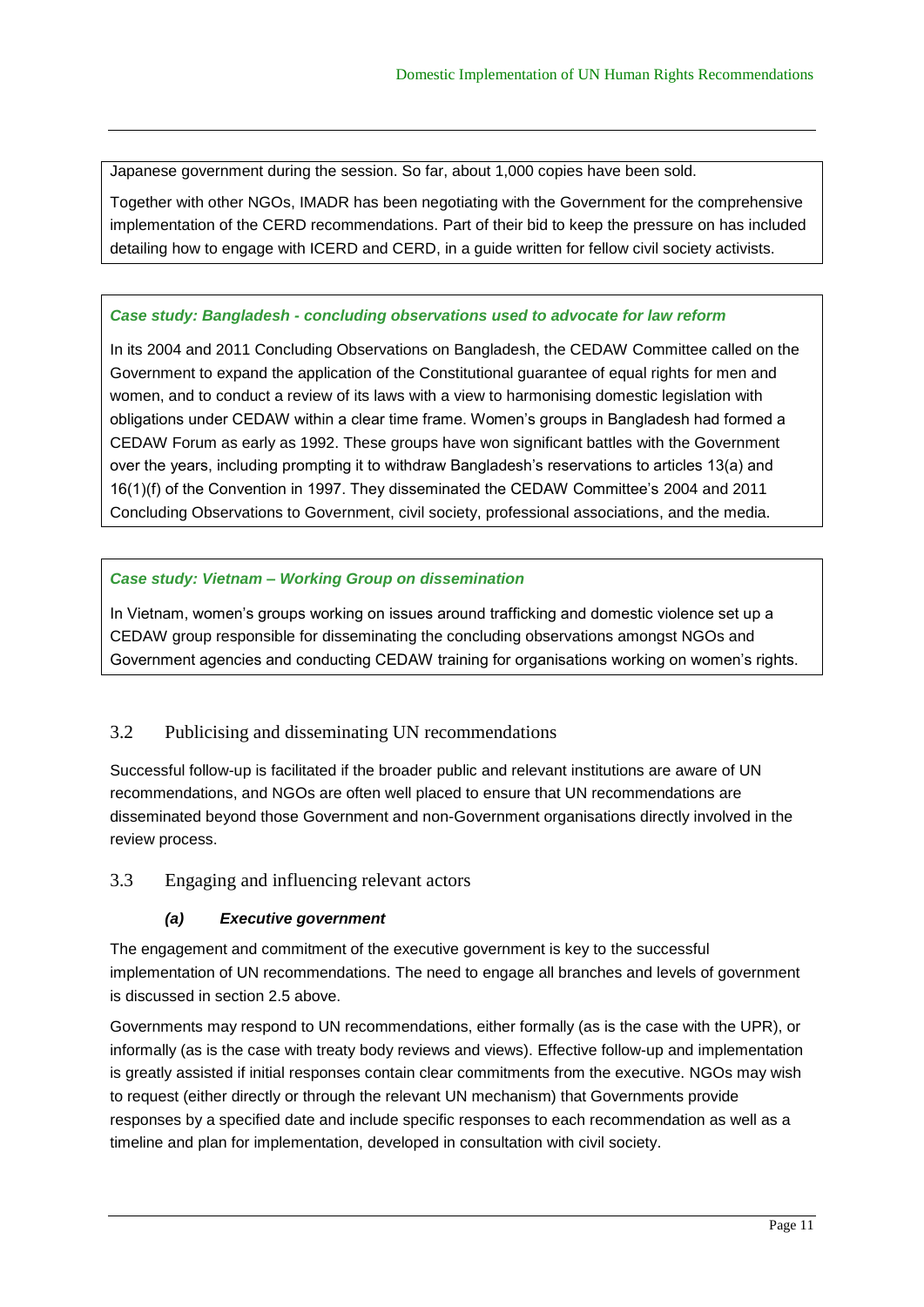Japanese government during the session. So far, about 1,000 copies have been sold.

Together with other NGOs, IMADR has been negotiating with the Government for the comprehensive implementation of the CERD recommendations. Part of their bid to keep the pressure on has included detailing how to engage with ICERD and CERD, in a guide written for fellow civil society activists.

***Case study: Bangladesh - concluding observations used to advocate for law reform***

In its 2004 and 2011 Concluding Observations on Bangladesh, the CEDAW Committee called on the Government to expand the application of the Constitutional guarantee of equal rights for men and women, and to conduct a review of its laws with a view to harmonising domestic legislation with obligations under CEDAW within a clear time frame. Women's groups in Bangladesh had formed a CEDAW Forum as early as 1992. These groups have won significant battles with the Government over the years, including prompting it to withdraw Bangladesh's reservations to articles 13(a) and 16(1)(f) of the Convention in 1997. They disseminated the CEDAW Committee's 2004 and 2011 Concluding Observations to Government, civil society, professional associations, and the media.

***Case study: Vietnam – Working Group on dissemination***

In Vietnam, women's groups working on issues around trafficking and domestic violence set up a CEDAW group responsible for disseminating the concluding observations amongst NGOs and Government agencies and conducting CEDAW training for organisations working on women's rights.

## 3.2 Publicising and disseminating UN recommendations

Successful follow-up is facilitated if the broader public and relevant institutions are aware of UN recommendations, and NGOs are often well placed to ensure that UN recommendations are disseminated beyond those Government and non-Government organisations directly involved in the review process.

## 3.3 Engaging and influencing relevant actors

### *(a) Executive government*

The engagement and commitment of the executive government is key to the successful implementation of UN recommendations. The need to engage all branches and levels of government is discussed in section 2.5 above.

Governments may respond to UN recommendations, either formally (as is the case with the UPR), or informally (as is the case with treaty body reviews and views). Effective follow-up and implementation is greatly assisted if initial responses contain clear commitments from the executive. NGOs may wish to request (either directly or through the relevant UN mechanism) that Governments provide responses by a specified date and include specific responses to each recommendation as well as a timeline and plan for implementation, developed in consultation with civil society.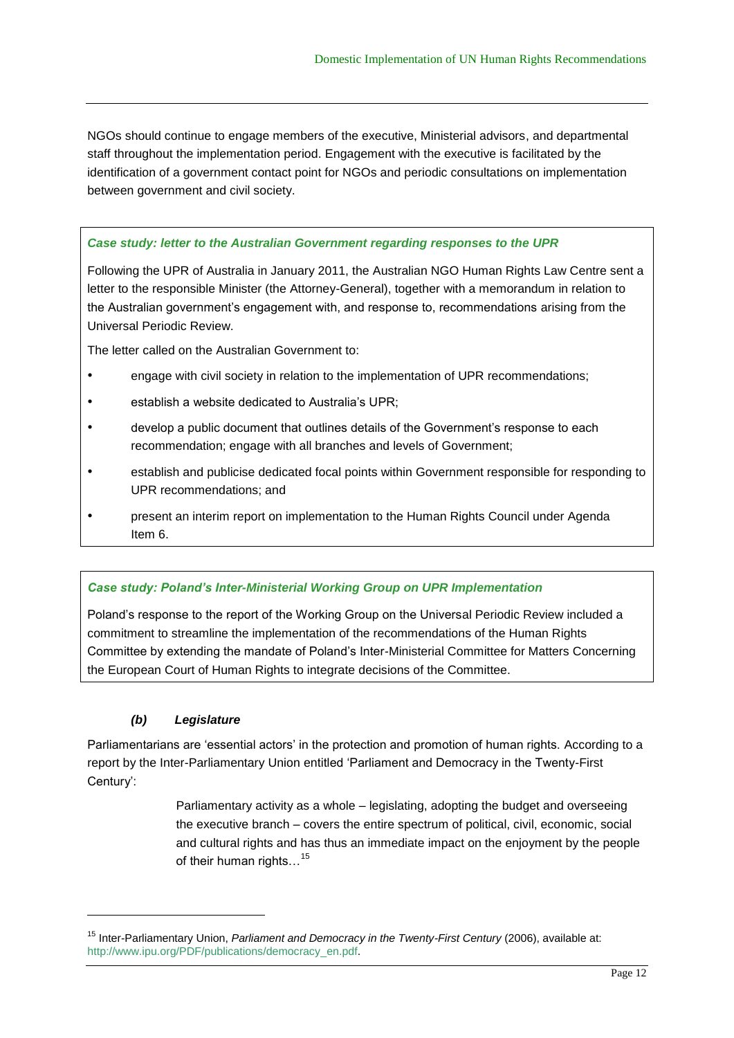NGOs should continue to engage members of the executive, Ministerial advisors, and departmental staff throughout the implementation period. Engagement with the executive is facilitated by the identification of a government contact point for NGOs and periodic consultations on implementation between government and civil society.

***Case study: letter to the Australian Government regarding responses to the UPR***

Following the UPR of Australia in January 2011, the Australian NGO Human Rights Law Centre sent a letter to the responsible Minister (the Attorney-General), together with a memorandum in relation to the Australian government's engagement with, and response to, recommendations arising from the Universal Periodic Review.

The letter called on the Australian Government to:

- engage with civil society in relation to the implementation of UPR recommendations;
- establish a website dedicated to Australia's UPR;
- develop a public document that outlines details of the Government's response to each recommendation; engage with all branches and levels of Government;
- establish and publicise dedicated focal points within Government responsible for responding to UPR recommendations; and
- present an interim report on implementation to the Human Rights Council under Agenda Item 6.

***Case study: Poland's Inter-Ministerial Working Group on UPR Implementation***

Poland's response to the report of the Working Group on the Universal Periodic Review included a commitment to streamline the implementation of the recommendations of the Human Rights Committee by extending the mandate of Poland's Inter-Ministerial Committee for Matters Concerning the European Court of Human Rights to integrate decisions of the Committee.

#### *(b) Legislature*

Parliamentarians are 'essential actors' in the protection and promotion of human rights. According to a report by the Inter-Parliamentary Union entitled 'Parliament and Democracy in the Twenty-First Century':

> Parliamentary activity as a whole – legislating, adopting the budget and overseeing the executive branch – covers the entire spectrum of political, civil, economic, social and cultural rights and has thus an immediate impact on the enjoyment by the people of their human rights…[15]

---

[15] Inter-Parliamentary Union, *Parliament and Democracy in the Twenty-First Century* (2006), available at: http://www.ipu.org/PDF/publications/democracy_en.pdf.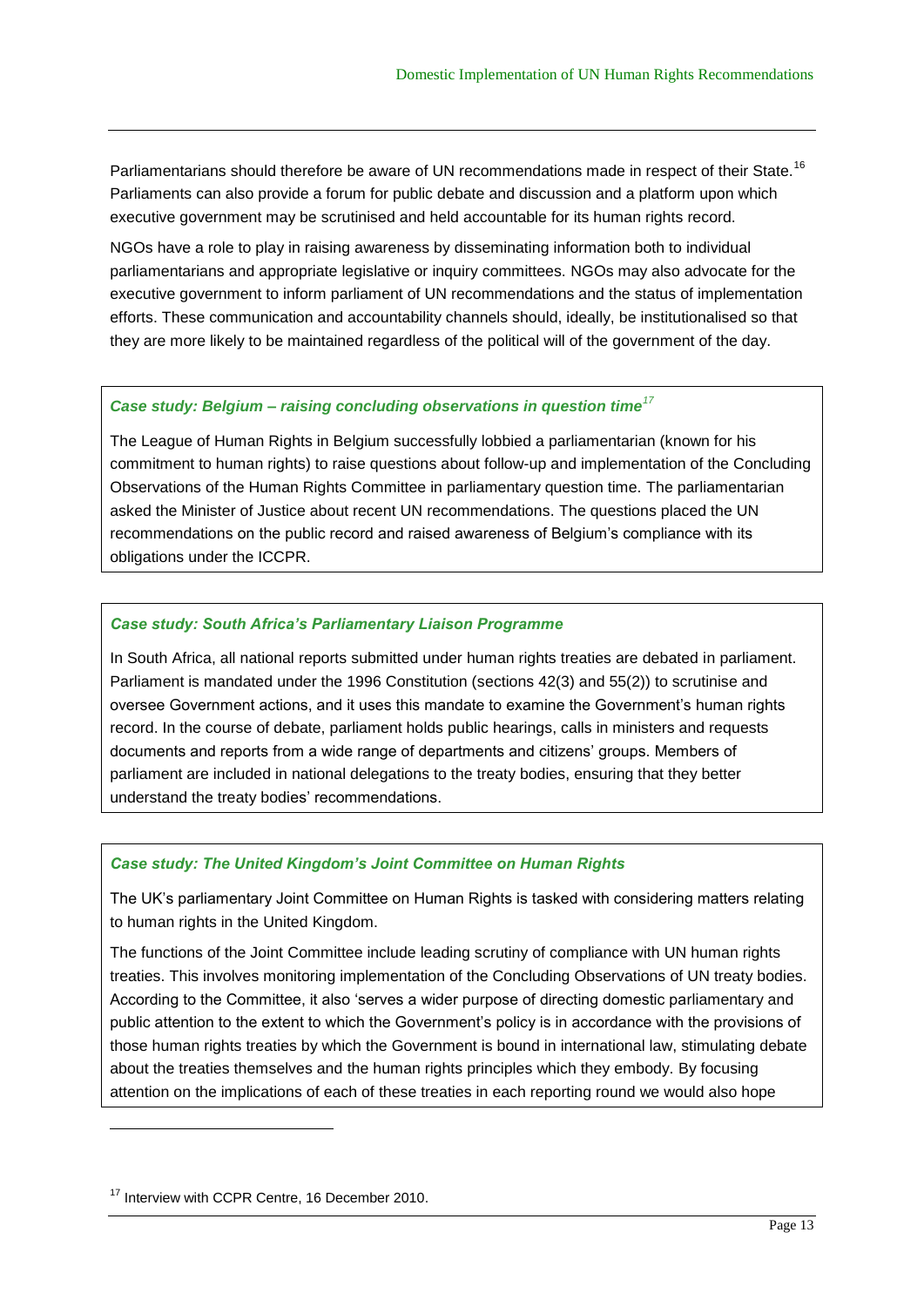Parliamentarians should therefore be aware of UN recommendations made in respect of their State.[16] Parliaments can also provide a forum for public debate and discussion and a platform upon which executive government may be scrutinised and held accountable for its human rights record.

NGOs have a role to play in raising awareness by disseminating information both to individual parliamentarians and appropriate legislative or inquiry committees. NGOs may also advocate for the executive government to inform parliament of UN recommendations and the status of implementation efforts. These communication and accountability channels should, ideally, be institutionalised so that they are more likely to be maintained regardless of the political will of the government of the day.

***Case study: Belgium – raising concluding observations in question time[17]***

The League of Human Rights in Belgium successfully lobbied a parliamentarian (known for his commitment to human rights) to raise questions about follow-up and implementation of the Concluding Observations of the Human Rights Committee in parliamentary question time. The parliamentarian asked the Minister of Justice about recent UN recommendations. The questions placed the UN recommendations on the public record and raised awareness of Belgium's compliance with its obligations under the ICCPR.

***Case study: South Africa's Parliamentary Liaison Programme***

In South Africa, all national reports submitted under human rights treaties are debated in parliament. Parliament is mandated under the 1996 Constitution (sections 42(3) and 55(2)) to scrutinise and oversee Government actions, and it uses this mandate to examine the Government's human rights record. In the course of debate, parliament holds public hearings, calls in ministers and requests documents and reports from a wide range of departments and citizens' groups. Members of parliament are included in national delegations to the treaty bodies, ensuring that they better understand the treaty bodies' recommendations.

***Case study: The United Kingdom's Joint Committee on Human Rights***

The UK's parliamentary Joint Committee on Human Rights is tasked with considering matters relating to human rights in the United Kingdom.

The functions of the Joint Committee include leading scrutiny of compliance with UN human rights treaties. This involves monitoring implementation of the Concluding Observations of UN treaty bodies. According to the Committee, it also 'serves a wider purpose of directing domestic parliamentary and public attention to the extent to which the Government's policy is in accordance with the provisions of those human rights treaties by which the Government is bound in international law, stimulating debate about the treaties themselves and the human rights principles which they embody. By focusing attention on the implications of each of these treaties in each reporting round we would also hope

[17] Interview with CCPR Centre, 16 December 2010.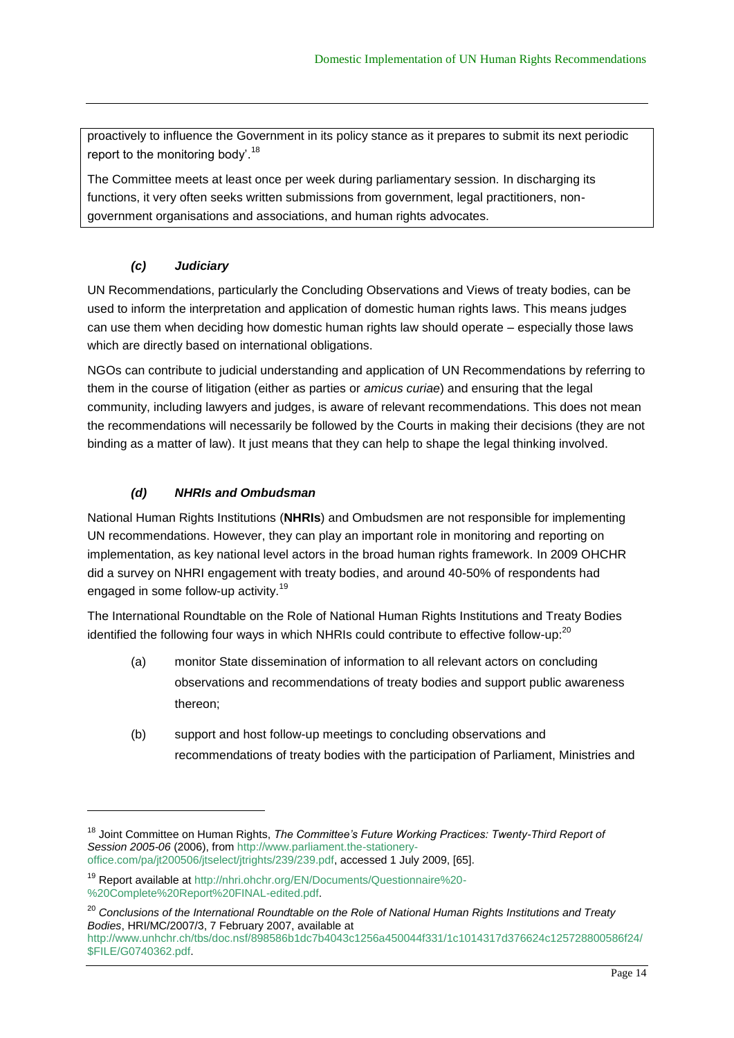proactively to influence the Government in its policy stance as it prepares to submit its next periodic report to the monitoring body'.[18]

The Committee meets at least once per week during parliamentary session. In discharging its functions, it very often seeks written submissions from government, legal practitioners, non-government organisations and associations, and human rights advocates.

#### *(c) Judiciary*

UN Recommendations, particularly the Concluding Observations and Views of treaty bodies, can be used to inform the interpretation and application of domestic human rights laws. This means judges can use them when deciding how domestic human rights law should operate – especially those laws which are directly based on international obligations.

NGOs can contribute to judicial understanding and application of UN Recommendations by referring to them in the course of litigation (either as parties or *amicus curiae*) and ensuring that the legal community, including lawyers and judges, is aware of relevant recommendations. This does not mean the recommendations will necessarily be followed by the Courts in making their decisions (they are not binding as a matter of law). It just means that they can help to shape the legal thinking involved.

#### *(d) NHRIs and Ombudsman*

National Human Rights Institutions (**NHRIs**) and Ombudsmen are not responsible for implementing UN recommendations. However, they can play an important role in monitoring and reporting on implementation, as key national level actors in the broad human rights framework. In 2009 OHCHR did a survey on NHRI engagement with treaty bodies, and around 40-50% of respondents had engaged in some follow-up activity.[19]

The International Roundtable on the Role of National Human Rights Institutions and Treaty Bodies identified the following four ways in which NHRIs could contribute to effective follow-up:[20]

(a) monitor State dissemination of information to all relevant actors on concluding observations and recommendations of treaty bodies and support public awareness thereon;

(b) support and host follow-up meetings to concluding observations and recommendations of treaty bodies with the participation of Parliament, Ministries and

---

[18] Joint Committee on Human Rights, *The Committee's Future Working Practices: Twenty-Third Report of Session 2005-06* (2006), from http://www.parliament.the-stationery-office.com/pa/jt200506/jtselect/jtrights/239/239.pdf, accessed 1 July 2009, [65].

[19] Report available at http://nhri.ohchr.org/EN/Documents/Questionnaire%20-%20Complete%20Report%20FINAL-edited.pdf.

[20] *Conclusions of the International Roundtable on the Role of National Human Rights Institutions and Treaty Bodies*, HRI/MC/2007/3, 7 February 2007, available at http://www.unhchr.ch/tbs/doc.nsf/898586b1dc7b4043c1256a450044f331/1c1014317d376624c125728800586f24/$FILE/G0740362.pdf.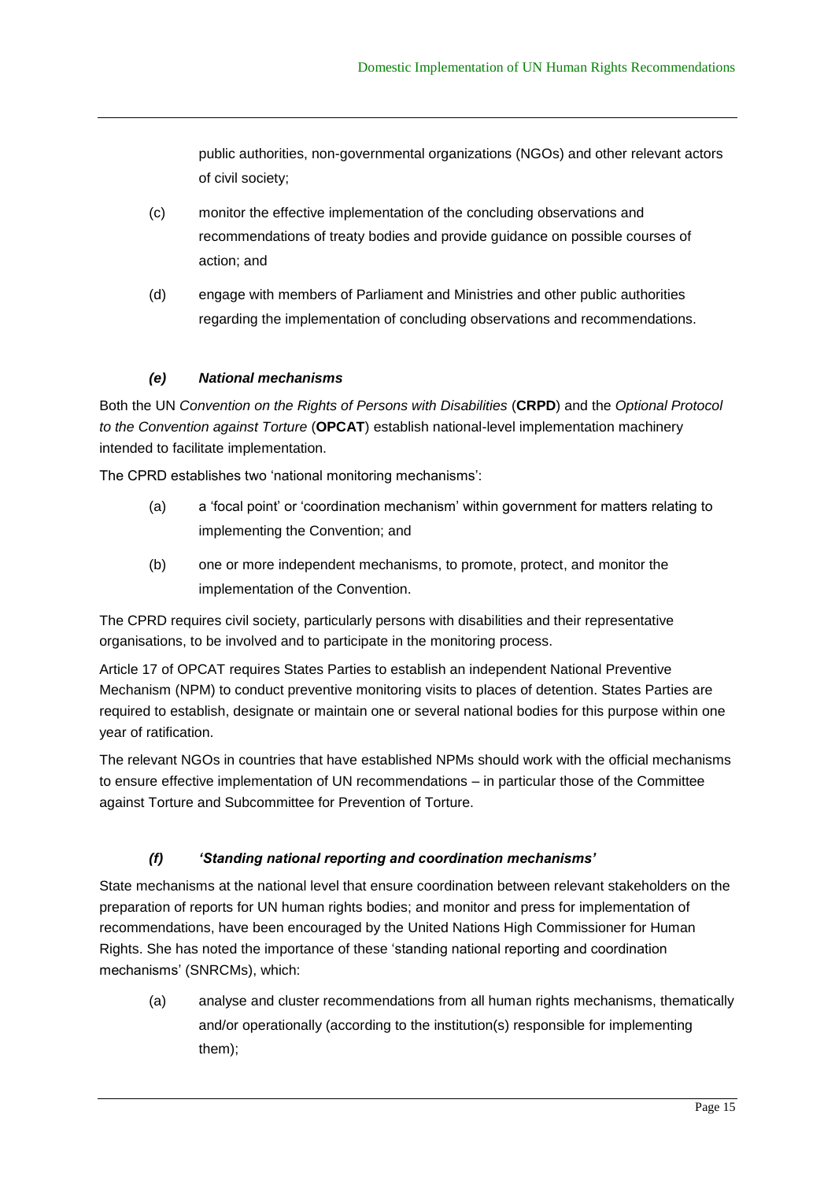public authorities, non-governmental organizations (NGOs) and other relevant actors of civil society;

(c) monitor the effective implementation of the concluding observations and recommendations of treaty bodies and provide guidance on possible courses of action; and

(d) engage with members of Parliament and Ministries and other public authorities regarding the implementation of concluding observations and recommendations.

### *(e) National mechanisms*

Both the UN *Convention on the Rights of Persons with Disabilities* (**CRPD**) and the *Optional Protocol to the Convention against Torture* (**OPCAT**) establish national-level implementation machinery intended to facilitate implementation.

The CPRD establishes two 'national monitoring mechanisms':

(a) a 'focal point' or 'coordination mechanism' within government for matters relating to implementing the Convention; and

(b) one or more independent mechanisms, to promote, protect, and monitor the implementation of the Convention.

The CPRD requires civil society, particularly persons with disabilities and their representative organisations, to be involved and to participate in the monitoring process.

Article 17 of OPCAT requires States Parties to establish an independent National Preventive Mechanism (NPM) to conduct preventive monitoring visits to places of detention. States Parties are required to establish, designate or maintain one or several national bodies for this purpose within one year of ratification.

The relevant NGOs in countries that have established NPMs should work with the official mechanisms to ensure effective implementation of UN recommendations – in particular those of the Committee against Torture and Subcommittee for Prevention of Torture.

### *(f) 'Standing national reporting and coordination mechanisms'*

State mechanisms at the national level that ensure coordination between relevant stakeholders on the preparation of reports for UN human rights bodies; and monitor and press for implementation of recommendations, have been encouraged by the United Nations High Commissioner for Human Rights. She has noted the importance of these 'standing national reporting and coordination mechanisms' (SNRCMs), which:

(a) analyse and cluster recommendations from all human rights mechanisms, thematically and/or operationally (according to the institution(s) responsible for implementing them);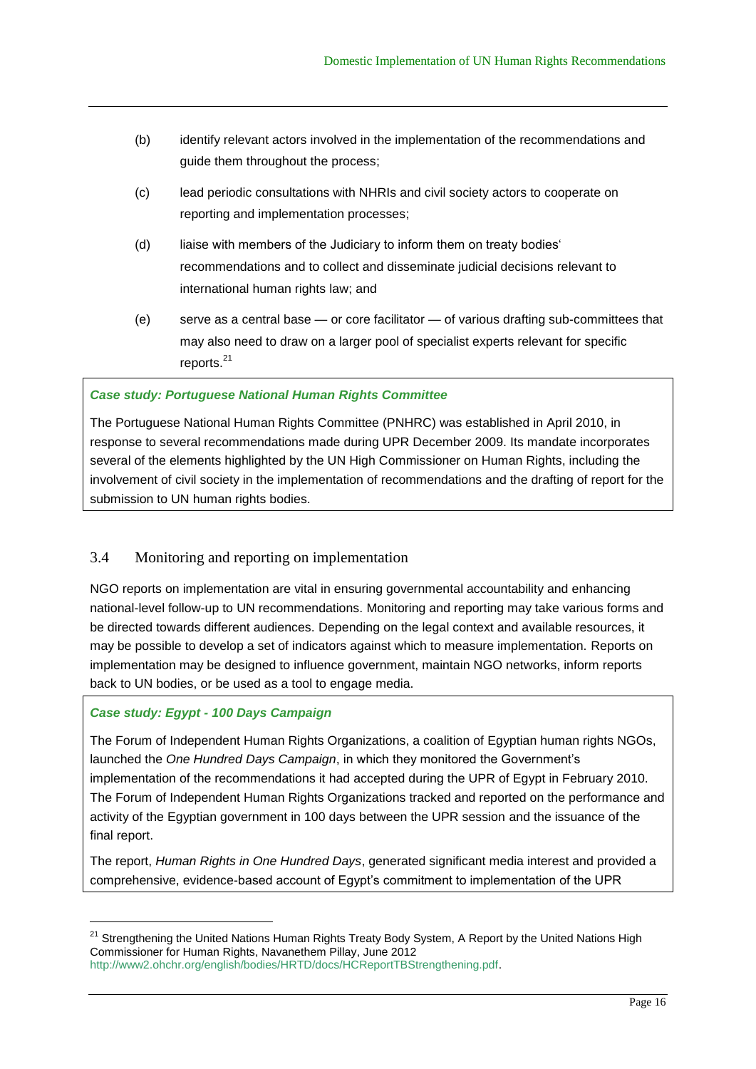(b) identify relevant actors involved in the implementation of the recommendations and guide them throughout the process;

(c) lead periodic consultations with NHRIs and civil society actors to cooperate on reporting and implementation processes;

(d) liaise with members of the Judiciary to inform them on treaty bodies' recommendations and to collect and disseminate judicial decisions relevant to international human rights law; and

(e) serve as a central base — or core facilitator — of various drafting sub-committees that may also need to draw on a larger pool of specialist experts relevant for specific reports.[21]

***Case study: Portuguese National Human Rights Committee***

The Portuguese National Human Rights Committee (PNHRC) was established in April 2010, in response to several recommendations made during UPR December 2009. Its mandate incorporates several of the elements highlighted by the UN High Commissioner on Human Rights, including the involvement of civil society in the implementation of recommendations and the drafting of report for the submission to UN human rights bodies.

## 3.4 Monitoring and reporting on implementation

NGO reports on implementation are vital in ensuring governmental accountability and enhancing national-level follow-up to UN recommendations. Monitoring and reporting may take various forms and be directed towards different audiences. Depending on the legal context and available resources, it may be possible to develop a set of indicators against which to measure implementation. Reports on implementation may be designed to influence government, maintain NGO networks, inform reports back to UN bodies, or be used as a tool to engage media.

***Case study: Egypt - 100 Days Campaign***

The Forum of Independent Human Rights Organizations, a coalition of Egyptian human rights NGOs, launched the *One Hundred Days Campaign*, in which they monitored the Government's implementation of the recommendations it had accepted during the UPR of Egypt in February 2010. The Forum of Independent Human Rights Organizations tracked and reported on the performance and activity of the Egyptian government in 100 days between the UPR session and the issuance of the final report.

The report, *Human Rights in One Hundred Days*, generated significant media interest and provided a comprehensive, evidence-based account of Egypt's commitment to implementation of the UPR

---

[21] Strengthening the United Nations Human Rights Treaty Body System, A Report by the United Nations High Commissioner for Human Rights, Navanethem Pillay, June 2012 http://www2.ohchr.org/english/bodies/HRTD/docs/HCReportTBStrengthening.pdf.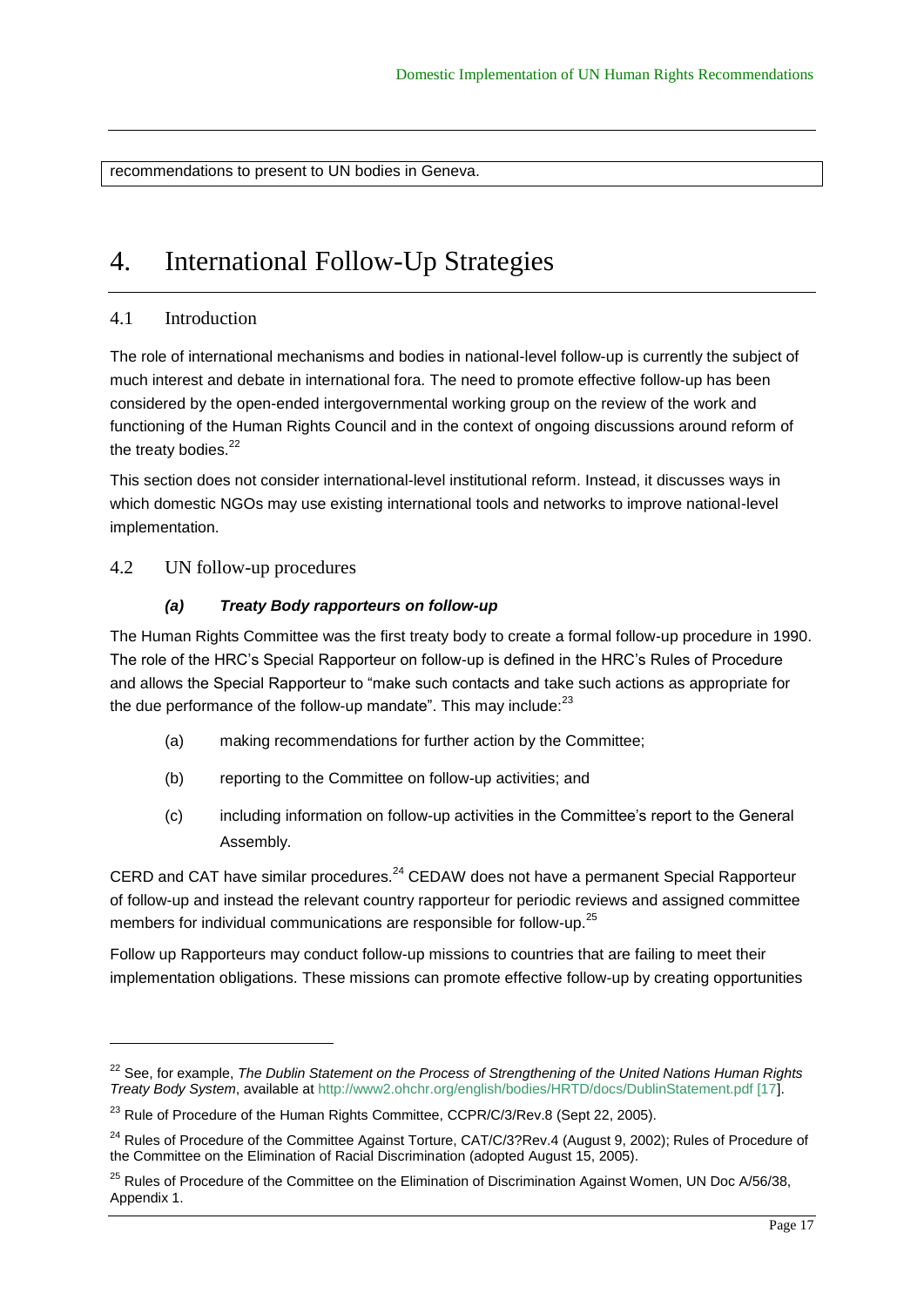recommendations to present to UN bodies in Geneva.

# 4. International Follow-Up Strategies

## 4.1 Introduction

The role of international mechanisms and bodies in national-level follow-up is currently the subject of much interest and debate in international fora. The need to promote effective follow-up has been considered by the open-ended intergovernmental working group on the review of the work and functioning of the Human Rights Council and in the context of ongoing discussions around reform of the treaty bodies.[22]

This section does not consider international-level institutional reform. Instead, it discusses ways in which domestic NGOs may use existing international tools and networks to improve national-level implementation.

## 4.2 UN follow-up procedures

### *(a) Treaty Body rapporteurs on follow-up*

The Human Rights Committee was the first treaty body to create a formal follow-up procedure in 1990. The role of the HRC's Special Rapporteur on follow-up is defined in the HRC's Rules of Procedure and allows the Special Rapporteur to "make such contacts and take such actions as appropriate for the due performance of the follow-up mandate". This may include:[23]

(a) making recommendations for further action by the Committee;

(b) reporting to the Committee on follow-up activities; and

(c) including information on follow-up activities in the Committee's report to the General Assembly.

CERD and CAT have similar procedures.[24] CEDAW does not have a permanent Special Rapporteur of follow-up and instead the relevant country rapporteur for periodic reviews and assigned committee members for individual communications are responsible for follow-up.[25]

Follow up Rapporteurs may conduct follow-up missions to countries that are failing to meet their implementation obligations. These missions can promote effective follow-up by creating opportunities

---

[22] See, for example, *The Dublin Statement on the Process of Strengthening of the United Nations Human Rights Treaty Body System*, available at http://www2.ohchr.org/english/bodies/HRTD/docs/DublinStatement.pdf [17].

[23] Rule of Procedure of the Human Rights Committee, CCPR/C/3/Rev.8 (Sept 22, 2005).

[24] Rules of Procedure of the Committee Against Torture, CAT/C/3?Rev.4 (August 9, 2002); Rules of Procedure of the Committee on the Elimination of Racial Discrimination (adopted August 15, 2005).

[25] Rules of Procedure of the Committee on the Elimination of Discrimination Against Women, UN Doc A/56/38, Appendix 1.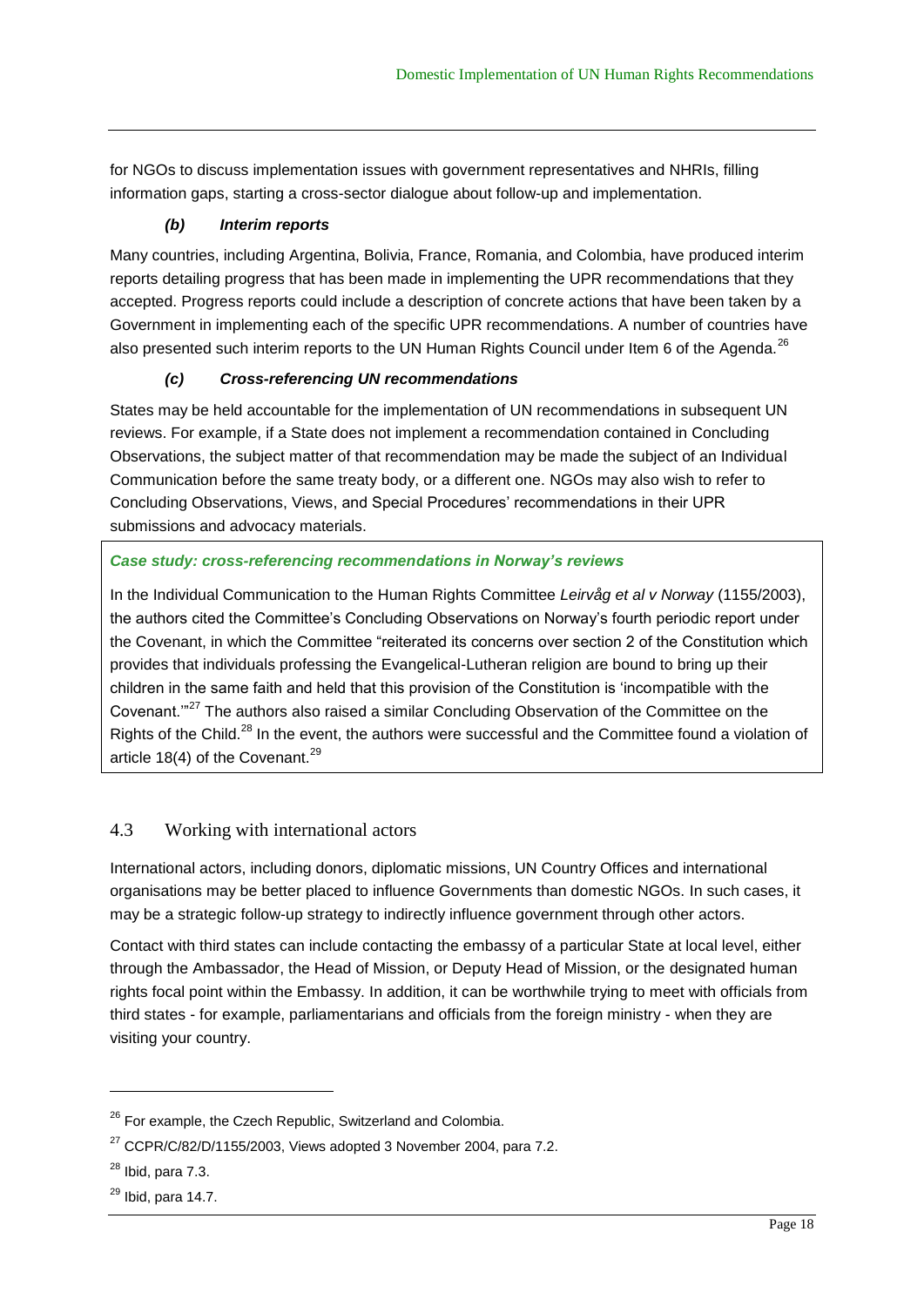for NGOs to discuss implementation issues with government representatives and NHRIs, filling information gaps, starting a cross-sector dialogue about follow-up and implementation.

#### *(b) Interim reports*

Many countries, including Argentina, Bolivia, France, Romania, and Colombia, have produced interim reports detailing progress that has been made in implementing the UPR recommendations that they accepted. Progress reports could include a description of concrete actions that have been taken by a Government in implementing each of the specific UPR recommendations. A number of countries have also presented such interim reports to the UN Human Rights Council under Item 6 of the Agenda.[26]

#### *(c) Cross-referencing UN recommendations*

States may be held accountable for the implementation of UN recommendations in subsequent UN reviews. For example, if a State does not implement a recommendation contained in Concluding Observations, the subject matter of that recommendation may be made the subject of an Individual Communication before the same treaty body, or a different one. NGOs may also wish to refer to Concluding Observations, Views, and Special Procedures' recommendations in their UPR submissions and advocacy materials.

***Case study: cross-referencing recommendations in Norway's reviews***

In the Individual Communication to the Human Rights Committee *Leirvåg et al v Norway* (1155/2003), the authors cited the Committee's Concluding Observations on Norway's fourth periodic report under the Covenant, in which the Committee "reiterated its concerns over section 2 of the Constitution which provides that individuals professing the Evangelical-Lutheran religion are bound to bring up their children in the same faith and held that this provision of the Constitution is 'incompatible with the Covenant.'"[27] The authors also raised a similar Concluding Observation of the Committee on the Rights of the Child.[28] In the event, the authors were successful and the Committee found a violation of article 18(4) of the Covenant.[29]

## 4.3 Working with international actors

International actors, including donors, diplomatic missions, UN Country Offices and international organisations may be better placed to influence Governments than domestic NGOs. In such cases, it may be a strategic follow-up strategy to indirectly influence government through other actors.

Contact with third states can include contacting the embassy of a particular State at local level, either through the Ambassador, the Head of Mission, or Deputy Head of Mission, or the designated human rights focal point within the Embassy. In addition, it can be worthwhile trying to meet with officials from third states - for example, parliamentarians and officials from the foreign ministry - when they are visiting your country.

---

[26] For example, the Czech Republic, Switzerland and Colombia.

[27] CCPR/C/82/D/1155/2003, Views adopted 3 November 2004, para 7.2.

[28] Ibid, para 7.3.

[29] Ibid, para 14.7.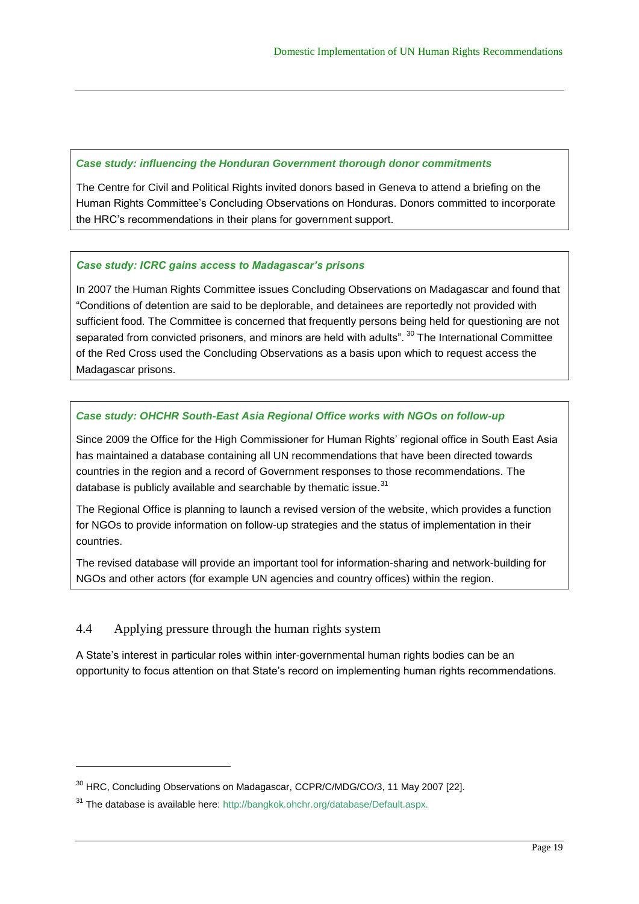***Case study: influencing the Honduran Government thorough donor commitments***

The Centre for Civil and Political Rights invited donors based in Geneva to attend a briefing on the Human Rights Committee's Concluding Observations on Honduras. Donors committed to incorporate the HRC's recommendations in their plans for government support.

***Case study: ICRC gains access to Madagascar's prisons***

In 2007 the Human Rights Committee issues Concluding Observations on Madagascar and found that "Conditions of detention are said to be deplorable, and detainees are reportedly not provided with sufficient food. The Committee is concerned that frequently persons being held for questioning are not separated from convicted prisoners, and minors are held with adults". [30] The International Committee of the Red Cross used the Concluding Observations as a basis upon which to request access the Madagascar prisons.

***Case study: OHCHR South-East Asia Regional Office works with NGOs on follow-up***

Since 2009 the Office for the High Commissioner for Human Rights' regional office in South East Asia has maintained a database containing all UN recommendations that have been directed towards countries in the region and a record of Government responses to those recommendations. The database is publicly available and searchable by thematic issue.[31]

The Regional Office is planning to launch a revised version of the website, which provides a function for NGOs to provide information on follow-up strategies and the status of implementation in their countries.

The revised database will provide an important tool for information-sharing and network-building for NGOs and other actors (for example UN agencies and country offices) within the region.

## 4.4 Applying pressure through the human rights system

A State's interest in particular roles within inter-governmental human rights bodies can be an opportunity to focus attention on that State's record on implementing human rights recommendations.

---

[30] HRC, Concluding Observations on Madagascar, CCPR/C/MDG/CO/3, 11 May 2007 [22].

[31] The database is available here: http://bangkok.ohchr.org/database/Default.aspx.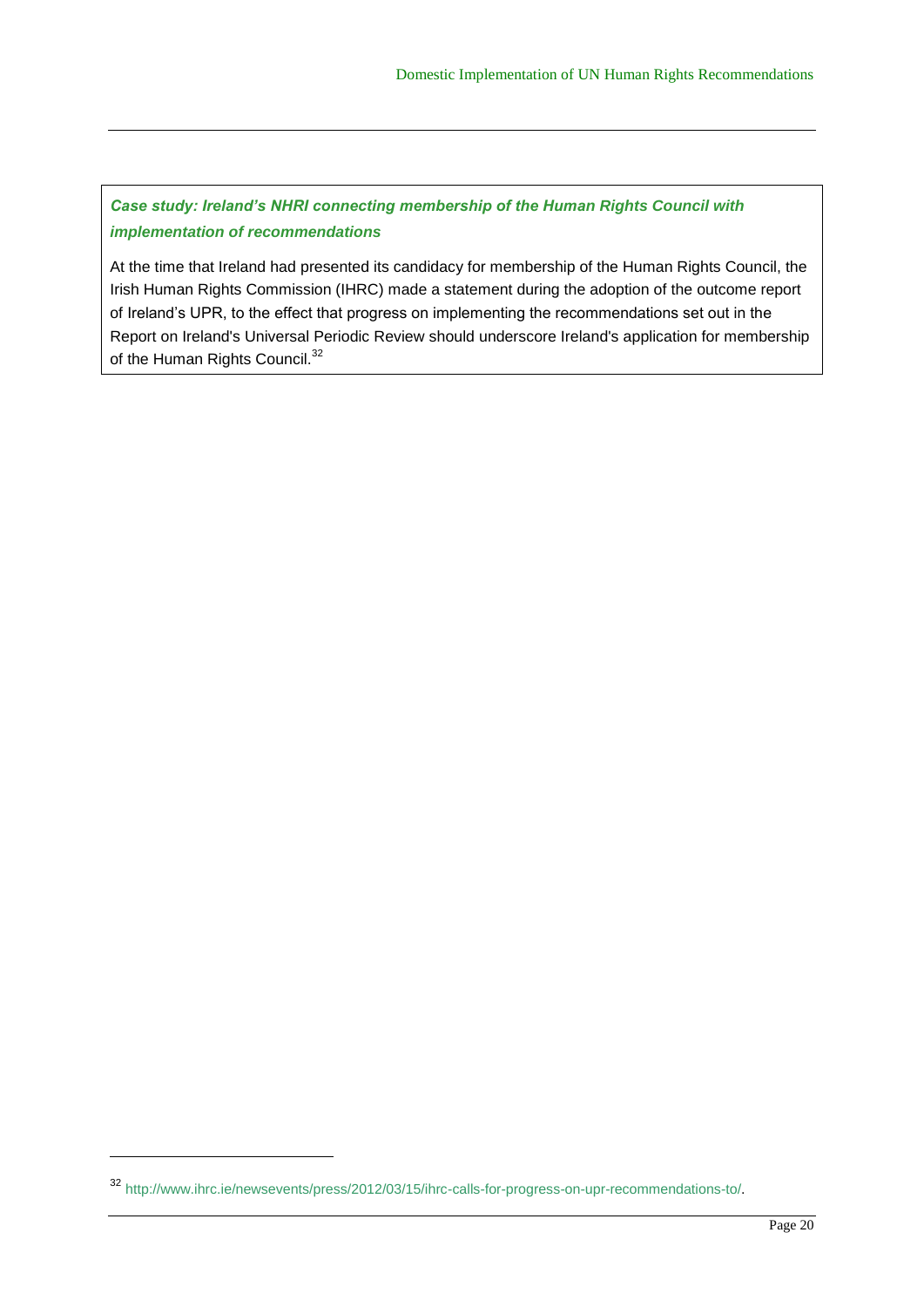***Case study: Ireland's NHRI connecting membership of the Human Rights Council with implementation of recommendations***

At the time that Ireland had presented its candidacy for membership of the Human Rights Council, the Irish Human Rights Commission (IHRC) made a statement during the adoption of the outcome report of Ireland's UPR, to the effect that progress on implementing the recommendations set out in the Report on Ireland's Universal Periodic Review should underscore Ireland's application for membership of the Human Rights Council.[32]

[32] http://www.ihrc.ie/newsevents/press/2012/03/15/ihrc-calls-for-progress-on-upr-recommendations-to/.